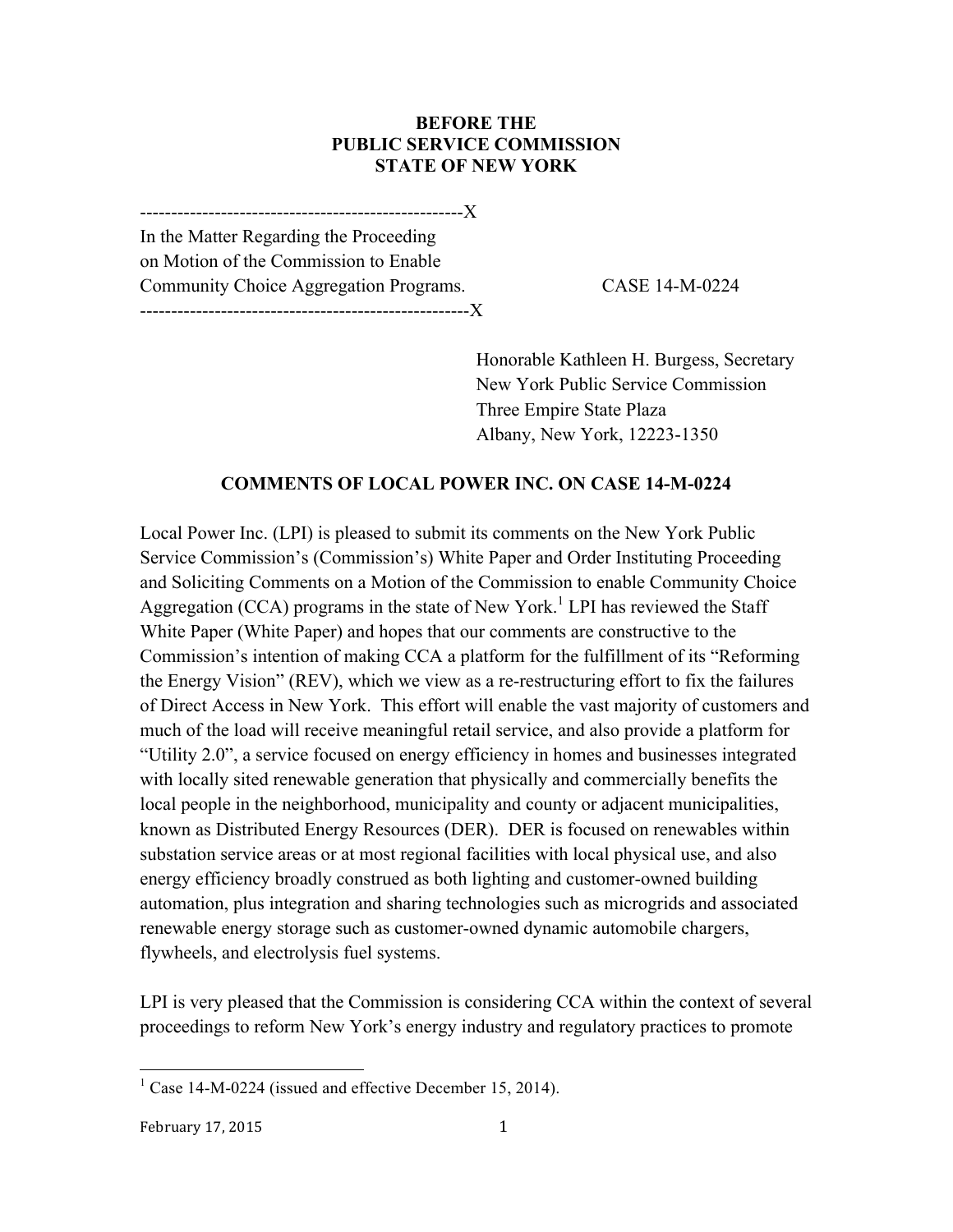**BEFORE THE**
**PUBLIC SERVICE COMMISSION**
**STATE OF NEW YORK**

----------------------------------------------------X
In the Matter Regarding the Proceeding
on Motion of the Commission to Enable
Community Choice Aggregation Programs. CASE 14-M-0224
-----------------------------------------------------X

Honorable Kathleen H. Burgess, Secretary
New York Public Service Commission
Three Empire State Plaza
Albany, New York, 12223-1350

**COMMENTS OF LOCAL POWER INC. ON CASE 14-M-0224**

Local Power Inc. (LPI) is pleased to submit its comments on the New York Public Service Commission's (Commission's) White Paper and Order Instituting Proceeding and Soliciting Comments on a Motion of the Commission to enable Community Choice Aggregation (CCA) programs in the state of New York.[1] LPI has reviewed the Staff White Paper (White Paper) and hopes that our comments are constructive to the Commission's intention of making CCA a platform for the fulfillment of its "Reforming the Energy Vision" (REV), which we view as a re-restructuring effort to fix the failures of Direct Access in New York. This effort will enable the vast majority of customers and much of the load will receive meaningful retail service, and also provide a platform for "Utility 2.0", a service focused on energy efficiency in homes and businesses integrated with locally sited renewable generation that physically and commercially benefits the local people in the neighborhood, municipality and county or adjacent municipalities, known as Distributed Energy Resources (DER). DER is focused on renewables within substation service areas or at most regional facilities with local physical use, and also energy efficiency broadly construed as both lighting and customer-owned building automation, plus integration and sharing technologies such as microgrids and associated renewable energy storage such as customer-owned dynamic automobile chargers, flywheels, and electrolysis fuel systems.

LPI is very pleased that the Commission is considering CCA within the context of several proceedings to reform New York's energy industry and regulatory practices to promote

[1] Case 14-M-0224 (issued and effective December 15, 2014).

February 17, 2015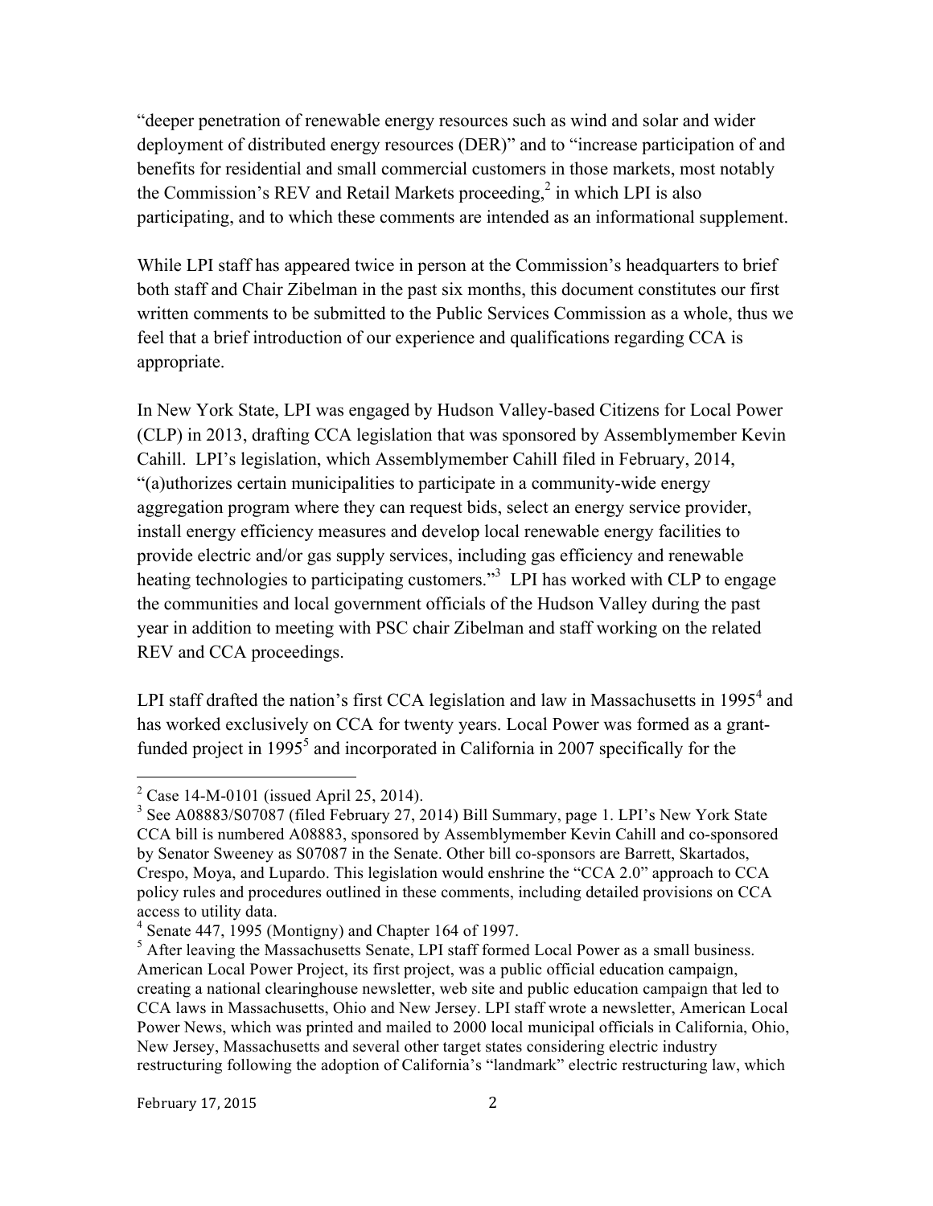"deeper penetration of renewable energy resources such as wind and solar and wider deployment of distributed energy resources (DER)" and to "increase participation of and benefits for residential and small commercial customers in those markets, most notably the Commission's REV and Retail Markets proceeding,[2] in which LPI is also participating, and to which these comments are intended as an informational supplement.

While LPI staff has appeared twice in person at the Commission's headquarters to brief both staff and Chair Zibelman in the past six months, this document constitutes our first written comments to be submitted to the Public Services Commission as a whole, thus we feel that a brief introduction of our experience and qualifications regarding CCA is appropriate.

In New York State, LPI was engaged by Hudson Valley-based Citizens for Local Power (CLP) in 2013, drafting CCA legislation that was sponsored by Assemblymember Kevin Cahill. LPI's legislation, which Assemblymember Cahill filed in February, 2014, "(a)uthorizes certain municipalities to participate in a community-wide energy aggregation program where they can request bids, select an energy service provider, install energy efficiency measures and develop local renewable energy facilities to provide electric and/or gas supply services, including gas efficiency and renewable heating technologies to participating customers."[3] LPI has worked with CLP to engage the communities and local government officials of the Hudson Valley during the past year in addition to meeting with PSC chair Zibelman and staff working on the related REV and CCA proceedings.

LPI staff drafted the nation's first CCA legislation and law in Massachusetts in 1995[4] and has worked exclusively on CCA for twenty years. Local Power was formed as a grant-funded project in 1995[5] and incorporated in California in 2007 specifically for the

---

[2] Case 14-M-0101 (issued April 25, 2014).

[3] See A08883/S07087 (filed February 27, 2014) Bill Summary, page 1. LPI's New York State CCA bill is numbered A08883, sponsored by Assemblymember Kevin Cahill and co-sponsored by Senator Sweeney as S07087 in the Senate. Other bill co-sponsors are Barrett, Skartados, Crespo, Moya, and Lupardo. This legislation would enshrine the "CCA 2.0" approach to CCA policy rules and procedures outlined in these comments, including detailed provisions on CCA access to utility data.

[4] Senate 447, 1995 (Montigny) and Chapter 164 of 1997.

[5] After leaving the Massachusetts Senate, LPI staff formed Local Power as a small business. American Local Power Project, its first project, was a public official education campaign, creating a national clearinghouse newsletter, web site and public education campaign that led to CCA laws in Massachusetts, Ohio and New Jersey. LPI staff wrote a newsletter, American Local Power News, which was printed and mailed to 2000 local municipal officials in California, Ohio, New Jersey, Massachusetts and several other target states considering electric industry restructuring following the adoption of California's "landmark" electric restructuring law, which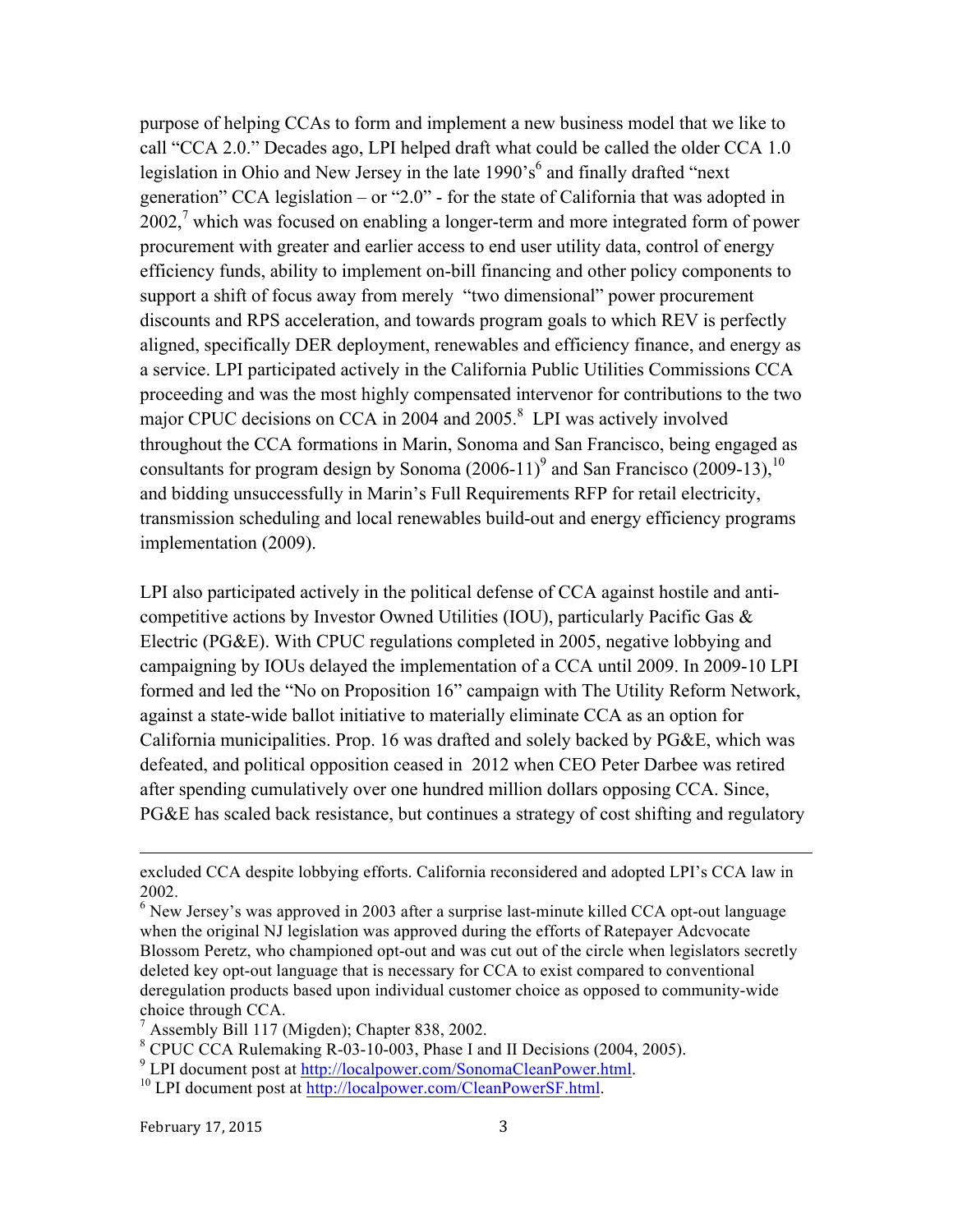purpose of helping CCAs to form and implement a new business model that we like to call "CCA 2.0." Decades ago, LPI helped draft what could be called the older CCA 1.0 legislation in Ohio and New Jersey in the late 1990's[6] and finally drafted "next generation" CCA legislation – or "2.0" - for the state of California that was adopted in 2002,[7] which was focused on enabling a longer-term and more integrated form of power procurement with greater and earlier access to end user utility data, control of energy efficiency funds, ability to implement on-bill financing and other policy components to support a shift of focus away from merely "two dimensional" power procurement discounts and RPS acceleration, and towards program goals to which REV is perfectly aligned, specifically DER deployment, renewables and efficiency finance, and energy as a service. LPI participated actively in the California Public Utilities Commissions CCA proceeding and was the most highly compensated intervenor for contributions to the two major CPUC decisions on CCA in 2004 and 2005.[8] LPI was actively involved throughout the CCA formations in Marin, Sonoma and San Francisco, being engaged as consultants for program design by Sonoma (2006-11)[9] and San Francisco (2009-13),[10] and bidding unsuccessfully in Marin's Full Requirements RFP for retail electricity, transmission scheduling and local renewables build-out and energy efficiency programs implementation (2009).

LPI also participated actively in the political defense of CCA against hostile and anti-competitive actions by Investor Owned Utilities (IOU), particularly Pacific Gas & Electric (PG&E). With CPUC regulations completed in 2005, negative lobbying and campaigning by IOUs delayed the implementation of a CCA until 2009. In 2009-10 LPI formed and led the "No on Proposition 16" campaign with The Utility Reform Network, against a state-wide ballot initiative to materially eliminate CCA as an option for California municipalities. Prop. 16 was drafted and solely backed by PG&E, which was defeated, and political opposition ceased in 2012 when CEO Peter Darbee was retired after spending cumulatively over one hundred million dollars opposing CCA. Since, PG&E has scaled back resistance, but continues a strategy of cost shifting and regulatory

---

excluded CCA despite lobbying efforts. California reconsidered and adopted LPI's CCA law in 2002.

[6] New Jersey's was approved in 2003 after a surprise last-minute killed CCA opt-out language when the original NJ legislation was approved during the efforts of Ratepayer Adcvocate Blossom Peretz, who championed opt-out and was cut out of the circle when legislators secretly deleted key opt-out language that is necessary for CCA to exist compared to conventional deregulation products based upon individual customer choice as opposed to community-wide choice through CCA.

[7] Assembly Bill 117 (Migden); Chapter 838, 2002.

[8] CPUC CCA Rulemaking R-03-10-003, Phase I and II Decisions (2004, 2005).

[9] LPI document post at http://localpower.com/SonomaCleanPower.html.

[10] LPI document post at http://localpower.com/CleanPowerSF.html.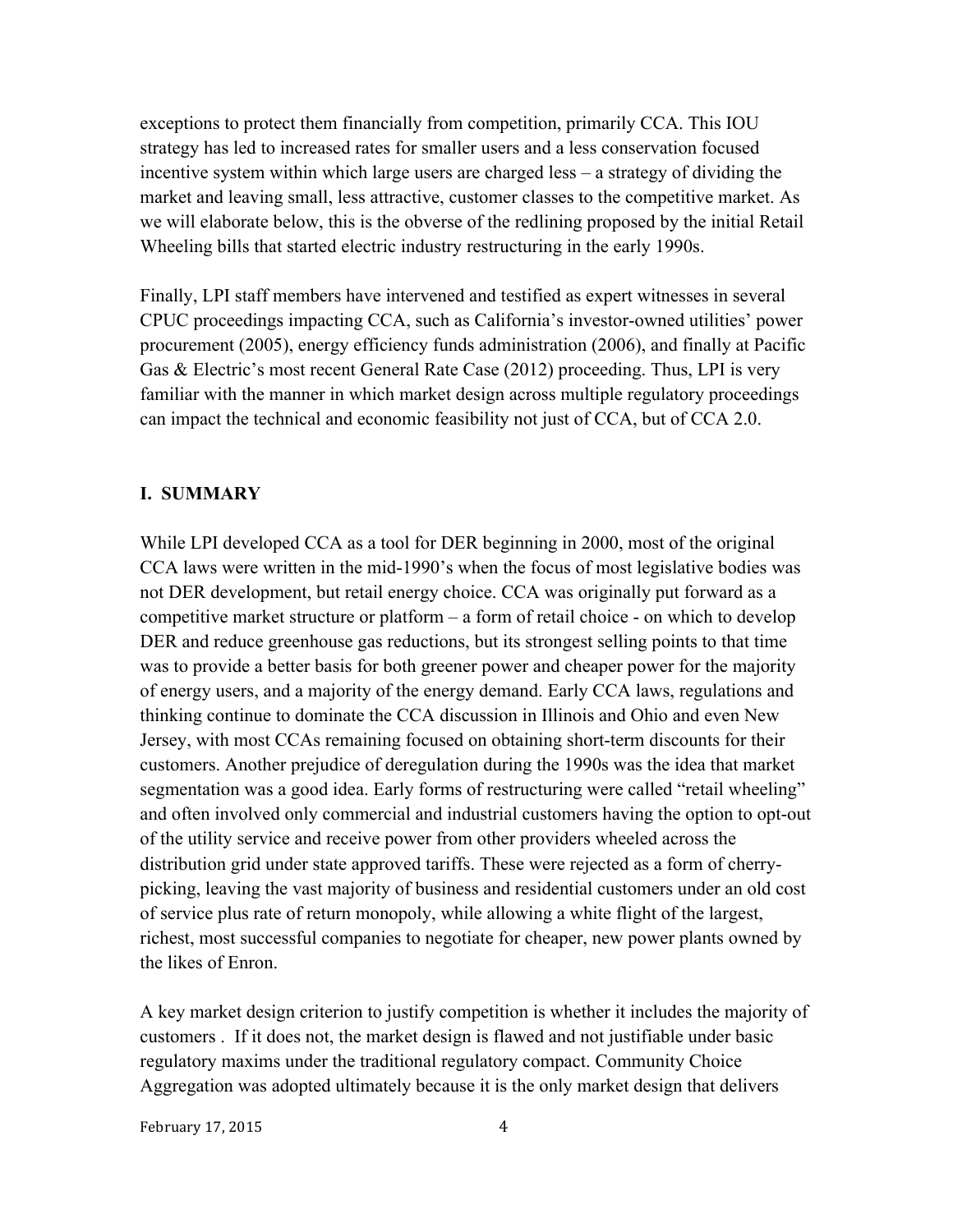exceptions to protect them financially from competition, primarily CCA. This IOU strategy has led to increased rates for smaller users and a less conservation focused incentive system within which large users are charged less – a strategy of dividing the market and leaving small, less attractive, customer classes to the competitive market. As we will elaborate below, this is the obverse of the redlining proposed by the initial Retail Wheeling bills that started electric industry restructuring in the early 1990s.

Finally, LPI staff members have intervened and testified as expert witnesses in several CPUC proceedings impacting CCA, such as California's investor-owned utilities' power procurement (2005), energy efficiency funds administration (2006), and finally at Pacific Gas & Electric's most recent General Rate Case (2012) proceeding. Thus, LPI is very familiar with the manner in which market design across multiple regulatory proceedings can impact the technical and economic feasibility not just of CCA, but of CCA 2.0.

## I. SUMMARY

While LPI developed CCA as a tool for DER beginning in 2000, most of the original CCA laws were written in the mid-1990's when the focus of most legislative bodies was not DER development, but retail energy choice. CCA was originally put forward as a competitive market structure or platform – a form of retail choice - on which to develop DER and reduce greenhouse gas reductions, but its strongest selling points to that time was to provide a better basis for both greener power and cheaper power for the majority of energy users, and a majority of the energy demand. Early CCA laws, regulations and thinking continue to dominate the CCA discussion in Illinois and Ohio and even New Jersey, with most CCAs remaining focused on obtaining short-term discounts for their customers. Another prejudice of deregulation during the 1990s was the idea that market segmentation was a good idea. Early forms of restructuring were called "retail wheeling" and often involved only commercial and industrial customers having the option to opt-out of the utility service and receive power from other providers wheeled across the distribution grid under state approved tariffs. These were rejected as a form of cherry-picking, leaving the vast majority of business and residential customers under an old cost of service plus rate of return monopoly, while allowing a white flight of the largest, richest, most successful companies to negotiate for cheaper, new power plants owned by the likes of Enron.

A key market design criterion to justify competition is whether it includes the majority of customers . If it does not, the market design is flawed and not justifiable under basic regulatory maxims under the traditional regulatory compact. Community Choice Aggregation was adopted ultimately because it is the only market design that delivers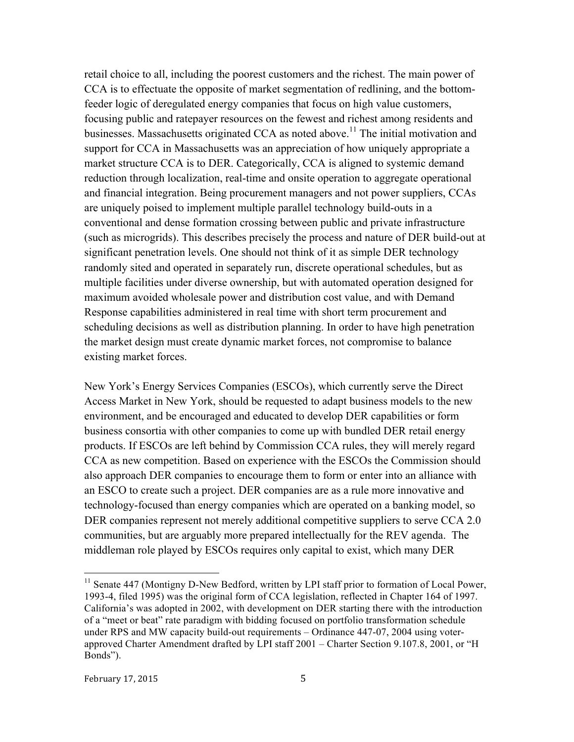retail choice to all, including the poorest customers and the richest. The main power of CCA is to effectuate the opposite of market segmentation of redlining, and the bottom-feeder logic of deregulated energy companies that focus on high value customers, focusing public and ratepayer resources on the fewest and richest among residents and businesses. Massachusetts originated CCA as noted above.[11] The initial motivation and support for CCA in Massachusetts was an appreciation of how uniquely appropriate a market structure CCA is to DER. Categorically, CCA is aligned to systemic demand reduction through localization, real-time and onsite operation to aggregate operational and financial integration. Being procurement managers and not power suppliers, CCAs are uniquely poised to implement multiple parallel technology build-outs in a conventional and dense formation crossing between public and private infrastructure (such as microgrids). This describes precisely the process and nature of DER build-out at significant penetration levels. One should not think of it as simple DER technology randomly sited and operated in separately run, discrete operational schedules, but as multiple facilities under diverse ownership, but with automated operation designed for maximum avoided wholesale power and distribution cost value, and with Demand Response capabilities administered in real time with short term procurement and scheduling decisions as well as distribution planning. In order to have high penetration the market design must create dynamic market forces, not compromise to balance existing market forces.

New York's Energy Services Companies (ESCOs), which currently serve the Direct Access Market in New York, should be requested to adapt business models to the new environment, and be encouraged and educated to develop DER capabilities or form business consortia with other companies to come up with bundled DER retail energy products. If ESCOs are left behind by Commission CCA rules, they will merely regard CCA as new competition. Based on experience with the ESCOs the Commission should also approach DER companies to encourage them to form or enter into an alliance with an ESCO to create such a project. DER companies are as a rule more innovative and technology-focused than energy companies which are operated on a banking model, so DER companies represent not merely additional competitive suppliers to serve CCA 2.0 communities, but are arguably more prepared intellectually for the REV agenda. The middleman role played by ESCOs requires only capital to exist, which many DER

[11] Senate 447 (Montigny D-New Bedford, written by LPI staff prior to formation of Local Power, 1993-4, filed 1995) was the original form of CCA legislation, reflected in Chapter 164 of 1997. California's was adopted in 2002, with development on DER starting there with the introduction of a "meet or beat" rate paradigm with bidding focused on portfolio transformation schedule under RPS and MW capacity build-out requirements – Ordinance 447-07, 2004 using voter-approved Charter Amendment drafted by LPI staff 2001 – Charter Section 9.107.8, 2001, or "H Bonds").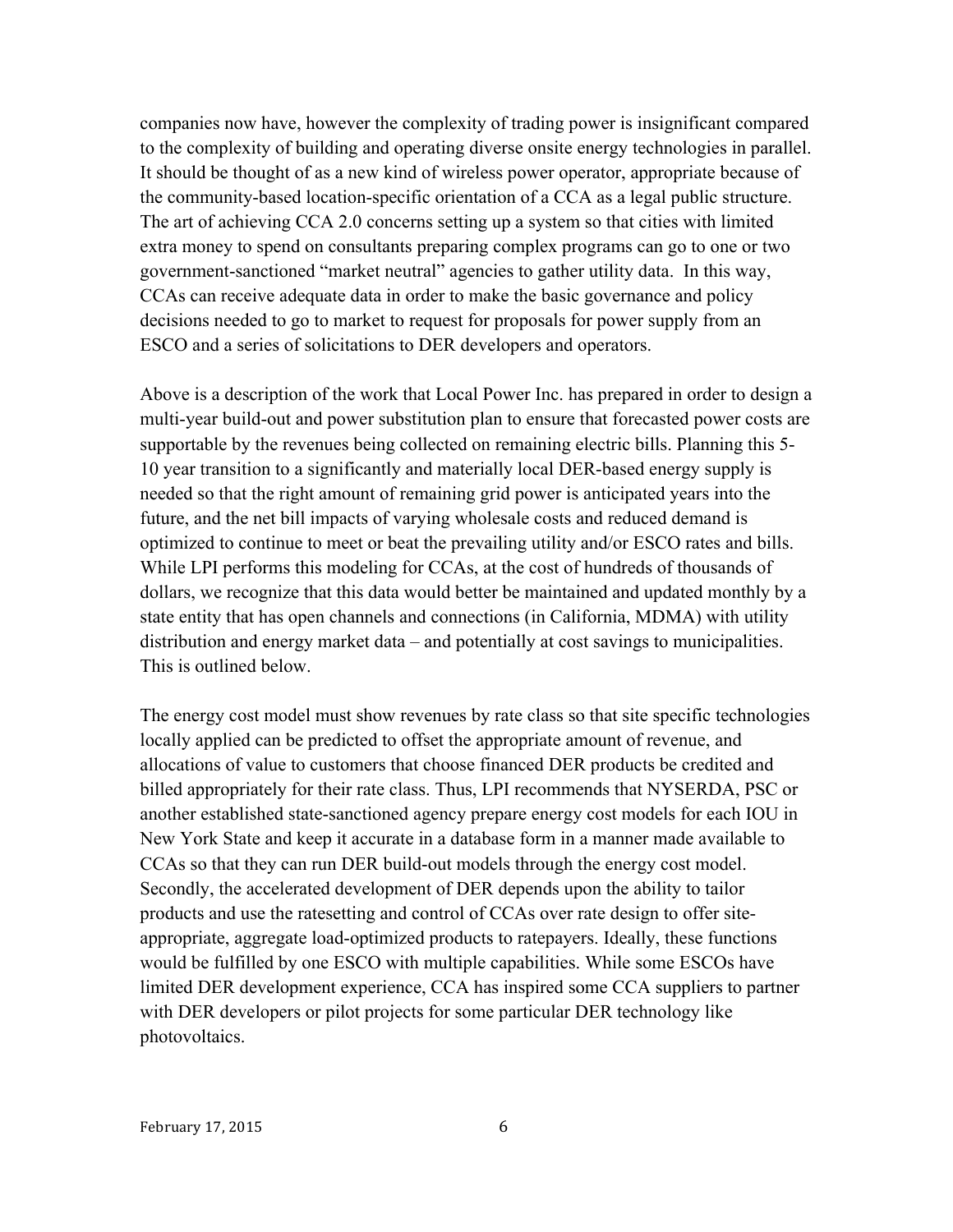companies now have, however the complexity of trading power is insignificant compared to the complexity of building and operating diverse onsite energy technologies in parallel. It should be thought of as a new kind of wireless power operator, appropriate because of the community-based location-specific orientation of a CCA as a legal public structure. The art of achieving CCA 2.0 concerns setting up a system so that cities with limited extra money to spend on consultants preparing complex programs can go to one or two government-sanctioned "market neutral" agencies to gather utility data. In this way, CCAs can receive adequate data in order to make the basic governance and policy decisions needed to go to market to request for proposals for power supply from an ESCO and a series of solicitations to DER developers and operators.

Above is a description of the work that Local Power Inc. has prepared in order to design a multi-year build-out and power substitution plan to ensure that forecasted power costs are supportable by the revenues being collected on remaining electric bills. Planning this 5-10 year transition to a significantly and materially local DER-based energy supply is needed so that the right amount of remaining grid power is anticipated years into the future, and the net bill impacts of varying wholesale costs and reduced demand is optimized to continue to meet or beat the prevailing utility and/or ESCO rates and bills. While LPI performs this modeling for CCAs, at the cost of hundreds of thousands of dollars, we recognize that this data would better be maintained and updated monthly by a state entity that has open channels and connections (in California, MDMA) with utility distribution and energy market data – and potentially at cost savings to municipalities. This is outlined below.

The energy cost model must show revenues by rate class so that site specific technologies locally applied can be predicted to offset the appropriate amount of revenue, and allocations of value to customers that choose financed DER products be credited and billed appropriately for their rate class. Thus, LPI recommends that NYSERDA, PSC or another established state-sanctioned agency prepare energy cost models for each IOU in New York State and keep it accurate in a database form in a manner made available to CCAs so that they can run DER build-out models through the energy cost model. Secondly, the accelerated development of DER depends upon the ability to tailor products and use the ratesetting and control of CCAs over rate design to offer site-appropriate, aggregate load-optimized products to ratepayers. Ideally, these functions would be fulfilled by one ESCO with multiple capabilities. While some ESCOs have limited DER development experience, CCA has inspired some CCA suppliers to partner with DER developers or pilot projects for some particular DER technology like photovoltaics.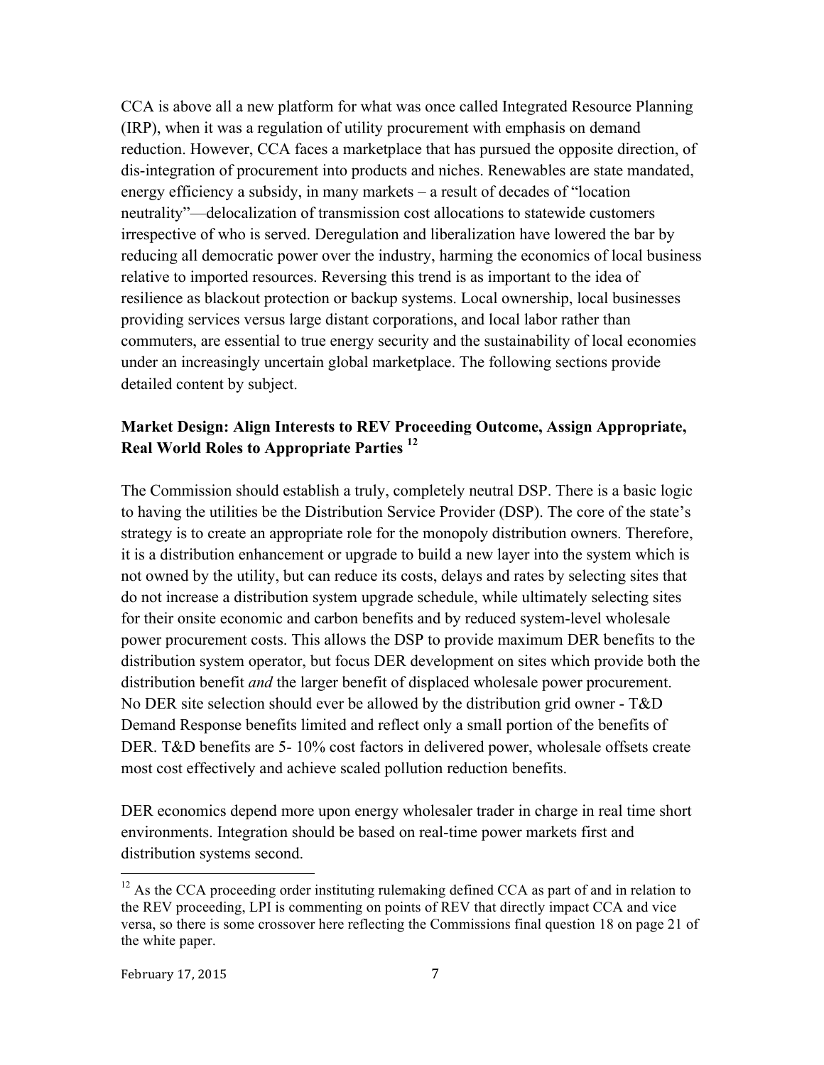CCA is above all a new platform for what was once called Integrated Resource Planning (IRP), when it was a regulation of utility procurement with emphasis on demand reduction. However, CCA faces a marketplace that has pursued the opposite direction, of dis-integration of procurement into products and niches. Renewables are state mandated, energy efficiency a subsidy, in many markets – a result of decades of "location neutrality"—delocalization of transmission cost allocations to statewide customers irrespective of who is served. Deregulation and liberalization have lowered the bar by reducing all democratic power over the industry, harming the economics of local business relative to imported resources. Reversing this trend is as important to the idea of resilience as blackout protection or backup systems. Local ownership, local businesses providing services versus large distant corporations, and local labor rather than commuters, are essential to true energy security and the sustainability of local economies under an increasingly uncertain global marketplace. The following sections provide detailed content by subject.

**Market Design: Align Interests to REV Proceeding Outcome, Assign Appropriate, Real World Roles to Appropriate Parties [12]**

The Commission should establish a truly, completely neutral DSP. There is a basic logic to having the utilities be the Distribution Service Provider (DSP). The core of the state's strategy is to create an appropriate role for the monopoly distribution owners. Therefore, it is a distribution enhancement or upgrade to build a new layer into the system which is not owned by the utility, but can reduce its costs, delays and rates by selecting sites that do not increase a distribution system upgrade schedule, while ultimately selecting sites for their onsite economic and carbon benefits and by reduced system-level wholesale power procurement costs. This allows the DSP to provide maximum DER benefits to the distribution system operator, but focus DER development on sites which provide both the distribution benefit *and* the larger benefit of displaced wholesale power procurement. No DER site selection should ever be allowed by the distribution grid owner - T&D Demand Response benefits limited and reflect only a small portion of the benefits of DER. T&D benefits are 5- 10% cost factors in delivered power, wholesale offsets create most cost effectively and achieve scaled pollution reduction benefits.

DER economics depend more upon energy wholesaler trader in charge in real time short environments. Integration should be based on real-time power markets first and distribution systems second.

[12] As the CCA proceeding order instituting rulemaking defined CCA as part of and in relation to the REV proceeding, LPI is commenting on points of REV that directly impact CCA and vice versa, so there is some crossover here reflecting the Commissions final question 18 on page 21 of the white paper.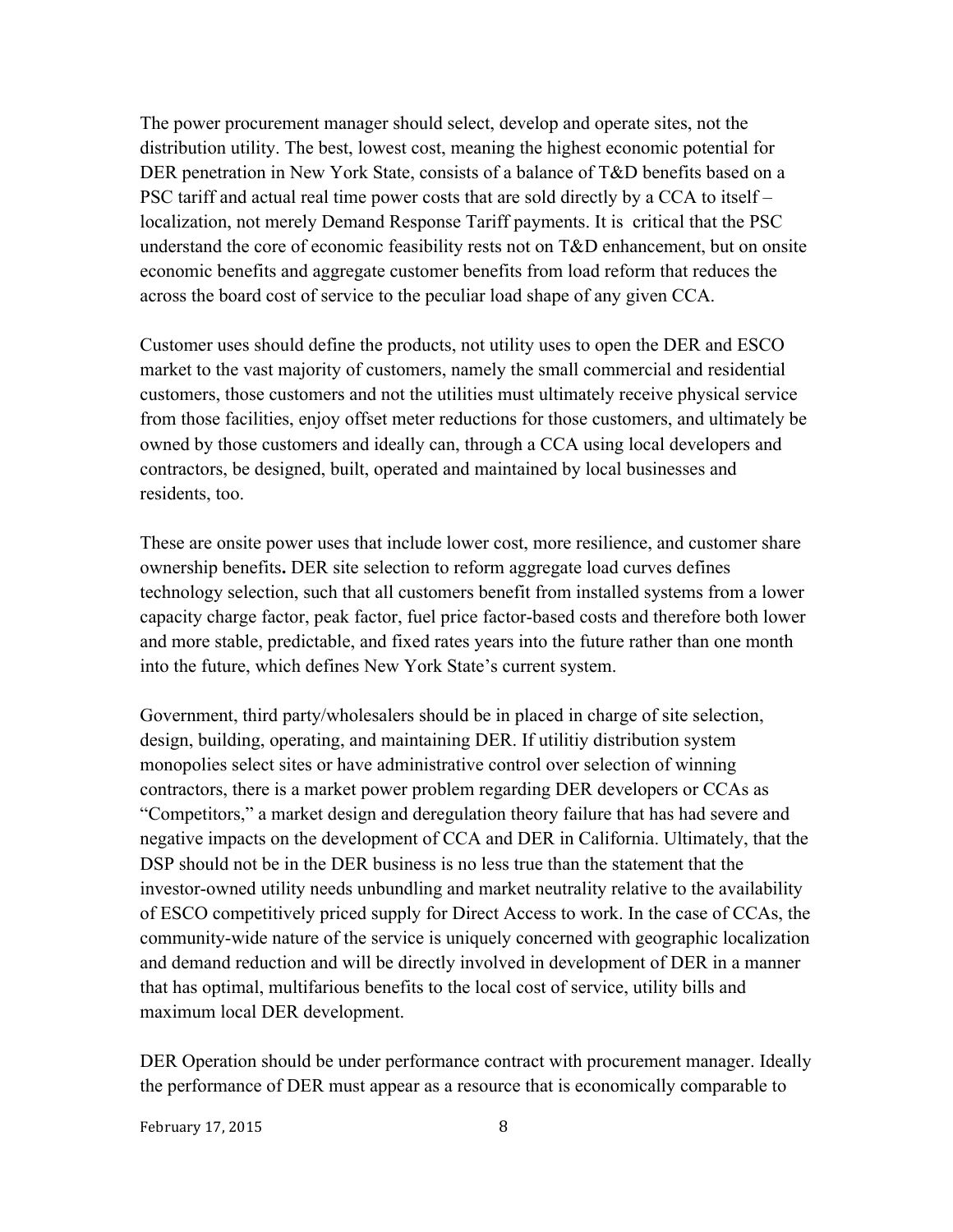The power procurement manager should select, develop and operate sites, not the distribution utility. The best, lowest cost, meaning the highest economic potential for DER penetration in New York State, consists of a balance of T&D benefits based on a PSC tariff and actual real time power costs that are sold directly by a CCA to itself – localization, not merely Demand Response Tariff payments. It is critical that the PSC understand the core of economic feasibility rests not on T&D enhancement, but on onsite economic benefits and aggregate customer benefits from load reform that reduces the across the board cost of service to the peculiar load shape of any given CCA.

Customer uses should define the products, not utility uses to open the DER and ESCO market to the vast majority of customers, namely the small commercial and residential customers, those customers and not the utilities must ultimately receive physical service from those facilities, enjoy offset meter reductions for those customers, and ultimately be owned by those customers and ideally can, through a CCA using local developers and contractors, be designed, built, operated and maintained by local businesses and residents, too.

These are onsite power uses that include lower cost, more resilience, and customer share ownership benefits**.** DER site selection to reform aggregate load curves defines technology selection, such that all customers benefit from installed systems from a lower capacity charge factor, peak factor, fuel price factor-based costs and therefore both lower and more stable, predictable, and fixed rates years into the future rather than one month into the future, which defines New York State's current system.

Government, third party/wholesalers should be in placed in charge of site selection, design, building, operating, and maintaining DER. If utilitiy distribution system monopolies select sites or have administrative control over selection of winning contractors, there is a market power problem regarding DER developers or CCAs as "Competitors," a market design and deregulation theory failure that has had severe and negative impacts on the development of CCA and DER in California. Ultimately, that the DSP should not be in the DER business is no less true than the statement that the investor-owned utility needs unbundling and market neutrality relative to the availability of ESCO competitively priced supply for Direct Access to work. In the case of CCAs, the community-wide nature of the service is uniquely concerned with geographic localization and demand reduction and will be directly involved in development of DER in a manner that has optimal, multifarious benefits to the local cost of service, utility bills and maximum local DER development.

DER Operation should be under performance contract with procurement manager. Ideally the performance of DER must appear as a resource that is economically comparable to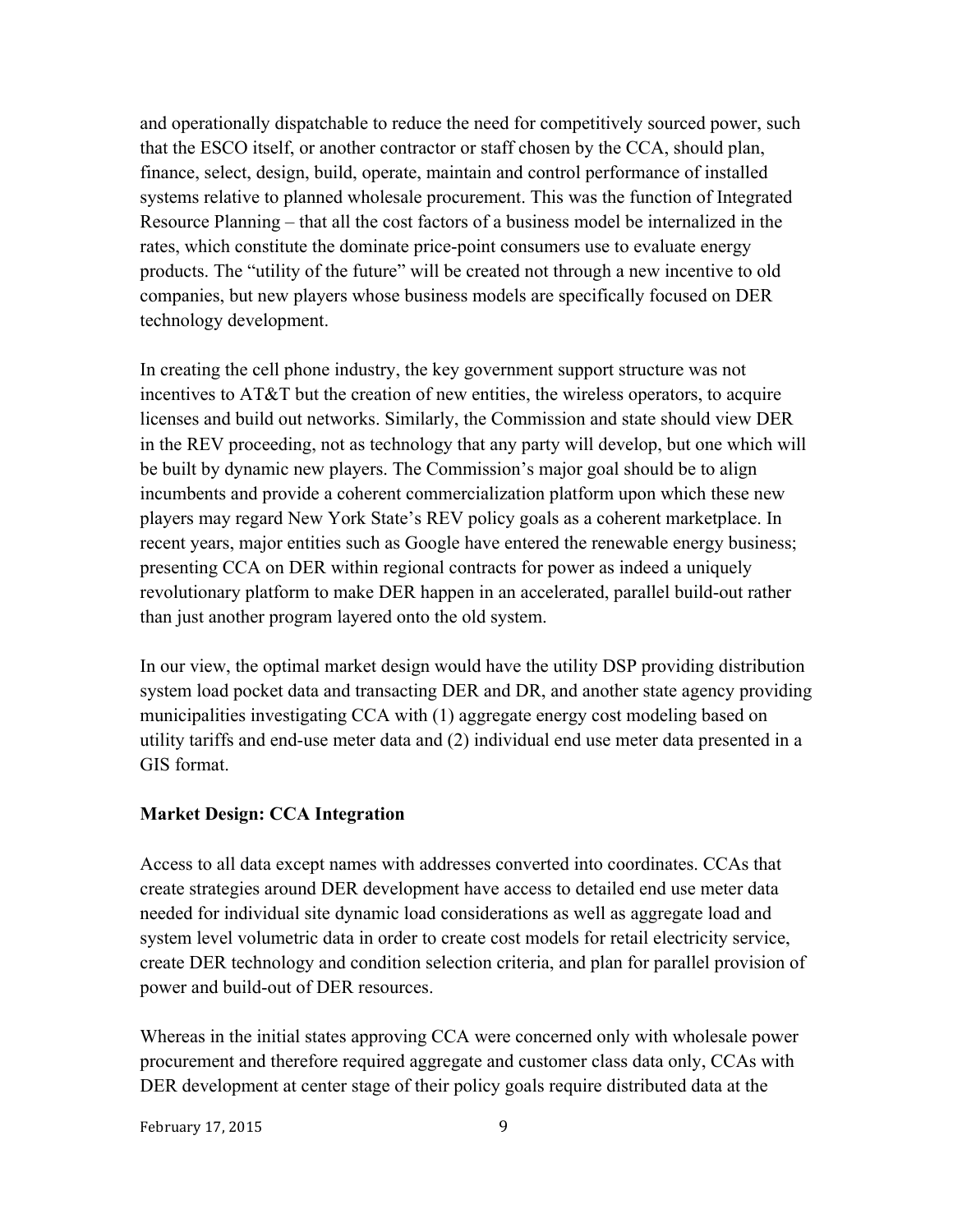and operationally dispatchable to reduce the need for competitively sourced power, such that the ESCO itself, or another contractor or staff chosen by the CCA, should plan, finance, select, design, build, operate, maintain and control performance of installed systems relative to planned wholesale procurement. This was the function of Integrated Resource Planning – that all the cost factors of a business model be internalized in the rates, which constitute the dominate price-point consumers use to evaluate energy products. The "utility of the future" will be created not through a new incentive to old companies, but new players whose business models are specifically focused on DER technology development.

In creating the cell phone industry, the key government support structure was not incentives to AT&T but the creation of new entities, the wireless operators, to acquire licenses and build out networks. Similarly, the Commission and state should view DER in the REV proceeding, not as technology that any party will develop, but one which will be built by dynamic new players. The Commission's major goal should be to align incumbents and provide a coherent commercialization platform upon which these new players may regard New York State's REV policy goals as a coherent marketplace. In recent years, major entities such as Google have entered the renewable energy business; presenting CCA on DER within regional contracts for power as indeed a uniquely revolutionary platform to make DER happen in an accelerated, parallel build-out rather than just another program layered onto the old system.

In our view, the optimal market design would have the utility DSP providing distribution system load pocket data and transacting DER and DR, and another state agency providing municipalities investigating CCA with (1) aggregate energy cost modeling based on utility tariffs and end-use meter data and (2) individual end use meter data presented in a GIS format.

**Market Design: CCA Integration**

Access to all data except names with addresses converted into coordinates. CCAs that create strategies around DER development have access to detailed end use meter data needed for individual site dynamic load considerations as well as aggregate load and system level volumetric data in order to create cost models for retail electricity service, create DER technology and condition selection criteria, and plan for parallel provision of power and build-out of DER resources.

Whereas in the initial states approving CCA were concerned only with wholesale power procurement and therefore required aggregate and customer class data only, CCAs with DER development at center stage of their policy goals require distributed data at the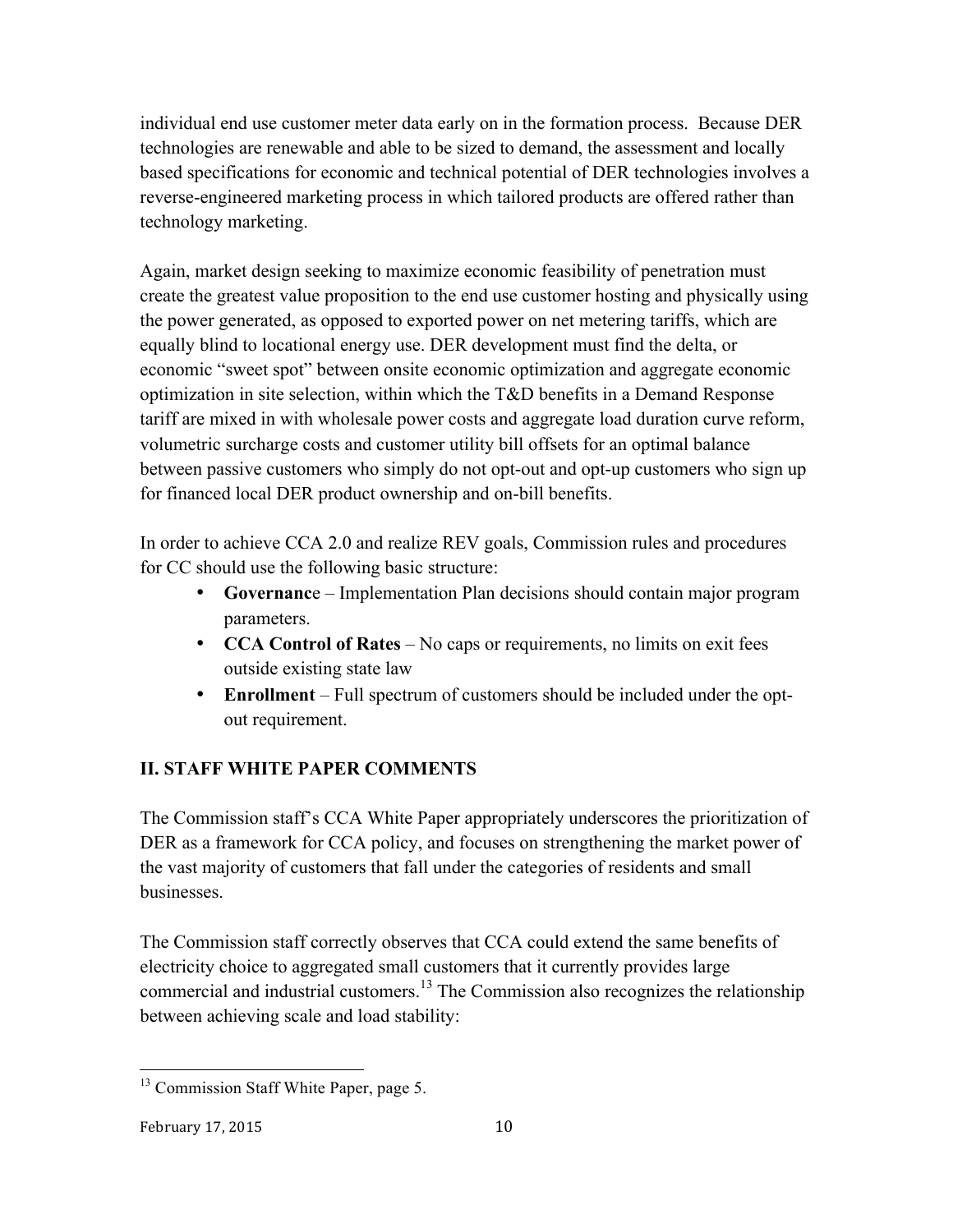individual end use customer meter data early on in the formation process. Because DER technologies are renewable and able to be sized to demand, the assessment and locally based specifications for economic and technical potential of DER technologies involves a reverse-engineered marketing process in which tailored products are offered rather than technology marketing.

Again, market design seeking to maximize economic feasibility of penetration must create the greatest value proposition to the end use customer hosting and physically using the power generated, as opposed to exported power on net metering tariffs, which are equally blind to locational energy use. DER development must find the delta, or economic "sweet spot" between onsite economic optimization and aggregate economic optimization in site selection, within which the T&D benefits in a Demand Response tariff are mixed in with wholesale power costs and aggregate load duration curve reform, volumetric surcharge costs and customer utility bill offsets for an optimal balance between passive customers who simply do not opt-out and opt-up customers who sign up for financed local DER product ownership and on-bill benefits.

In order to achieve CCA 2.0 and realize REV goals, Commission rules and procedures for CC should use the following basic structure:

- **Governanc**e – Implementation Plan decisions should contain major program parameters.
- **CCA Control of Rates** – No caps or requirements, no limits on exit fees outside existing state law
- **Enrollment** – Full spectrum of customers should be included under the opt-out requirement.

## II. STAFF WHITE PAPER COMMENTS

The Commission staff's CCA White Paper appropriately underscores the prioritization of DER as a framework for CCA policy, and focuses on strengthening the market power of the vast majority of customers that fall under the categories of residents and small businesses.

The Commission staff correctly observes that CCA could extend the same benefits of electricity choice to aggregated small customers that it currently provides large commercial and industrial customers.[13] The Commission also recognizes the relationship between achieving scale and load stability:

[13] Commission Staff White Paper, page 5.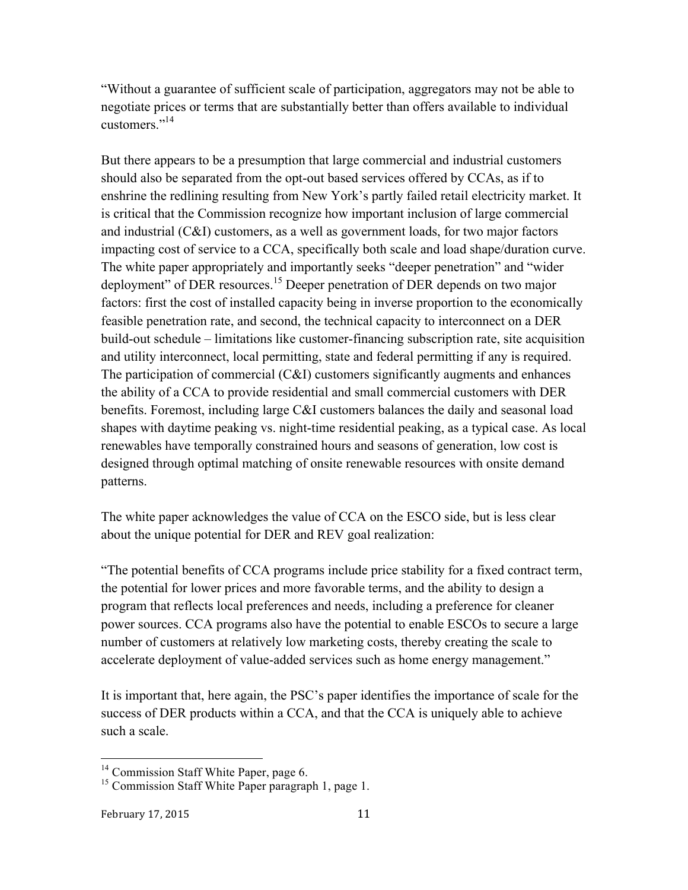"Without a guarantee of sufficient scale of participation, aggregators may not be able to negotiate prices or terms that are substantially better than offers available to individual customers."[14]

But there appears to be a presumption that large commercial and industrial customers should also be separated from the opt-out based services offered by CCAs, as if to enshrine the redlining resulting from New York's partly failed retail electricity market. It is critical that the Commission recognize how important inclusion of large commercial and industrial (C&I) customers, as a well as government loads, for two major factors impacting cost of service to a CCA, specifically both scale and load shape/duration curve. The white paper appropriately and importantly seeks "deeper penetration" and "wider deployment" of DER resources.[15] Deeper penetration of DER depends on two major factors: first the cost of installed capacity being in inverse proportion to the economically feasible penetration rate, and second, the technical capacity to interconnect on a DER build-out schedule – limitations like customer-financing subscription rate, site acquisition and utility interconnect, local permitting, state and federal permitting if any is required. The participation of commercial (C&I) customers significantly augments and enhances the ability of a CCA to provide residential and small commercial customers with DER benefits. Foremost, including large C&I customers balances the daily and seasonal load shapes with daytime peaking vs. night-time residential peaking, as a typical case. As local renewables have temporally constrained hours and seasons of generation, low cost is designed through optimal matching of onsite renewable resources with onsite demand patterns.

The white paper acknowledges the value of CCA on the ESCO side, but is less clear about the unique potential for DER and REV goal realization:

"The potential benefits of CCA programs include price stability for a fixed contract term, the potential for lower prices and more favorable terms, and the ability to design a program that reflects local preferences and needs, including a preference for cleaner power sources. CCA programs also have the potential to enable ESCOs to secure a large number of customers at relatively low marketing costs, thereby creating the scale to accelerate deployment of value-added services such as home energy management."

It is important that, here again, the PSC's paper identifies the importance of scale for the success of DER products within a CCA, and that the CCA is uniquely able to achieve such a scale.

---

[14] Commission Staff White Paper, page 6.

[15] Commission Staff White Paper paragraph 1, page 1.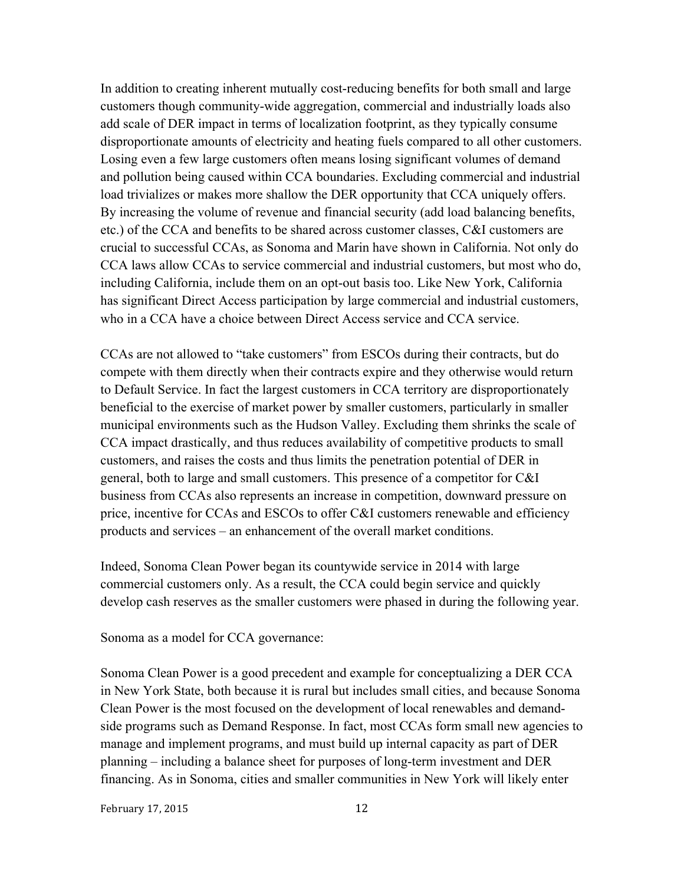In addition to creating inherent mutually cost-reducing benefits for both small and large customers though community-wide aggregation, commercial and industrially loads also add scale of DER impact in terms of localization footprint, as they typically consume disproportionate amounts of electricity and heating fuels compared to all other customers. Losing even a few large customers often means losing significant volumes of demand and pollution being caused within CCA boundaries. Excluding commercial and industrial load trivializes or makes more shallow the DER opportunity that CCA uniquely offers. By increasing the volume of revenue and financial security (add load balancing benefits, etc.) of the CCA and benefits to be shared across customer classes, C&I customers are crucial to successful CCAs, as Sonoma and Marin have shown in California. Not only do CCA laws allow CCAs to service commercial and industrial customers, but most who do, including California, include them on an opt-out basis too. Like New York, California has significant Direct Access participation by large commercial and industrial customers, who in a CCA have a choice between Direct Access service and CCA service.

CCAs are not allowed to "take customers" from ESCOs during their contracts, but do compete with them directly when their contracts expire and they otherwise would return to Default Service. In fact the largest customers in CCA territory are disproportionately beneficial to the exercise of market power by smaller customers, particularly in smaller municipal environments such as the Hudson Valley. Excluding them shrinks the scale of CCA impact drastically, and thus reduces availability of competitive products to small customers, and raises the costs and thus limits the penetration potential of DER in general, both to large and small customers. This presence of a competitor for C&I business from CCAs also represents an increase in competition, downward pressure on price, incentive for CCAs and ESCOs to offer C&I customers renewable and efficiency products and services – an enhancement of the overall market conditions.

Indeed, Sonoma Clean Power began its countywide service in 2014 with large commercial customers only. As a result, the CCA could begin service and quickly develop cash reserves as the smaller customers were phased in during the following year.

Sonoma as a model for CCA governance:

Sonoma Clean Power is a good precedent and example for conceptualizing a DER CCA in New York State, both because it is rural but includes small cities, and because Sonoma Clean Power is the most focused on the development of local renewables and demand-side programs such as Demand Response. In fact, most CCAs form small new agencies to manage and implement programs, and must build up internal capacity as part of DER planning – including a balance sheet for purposes of long-term investment and DER financing. As in Sonoma, cities and smaller communities in New York will likely enter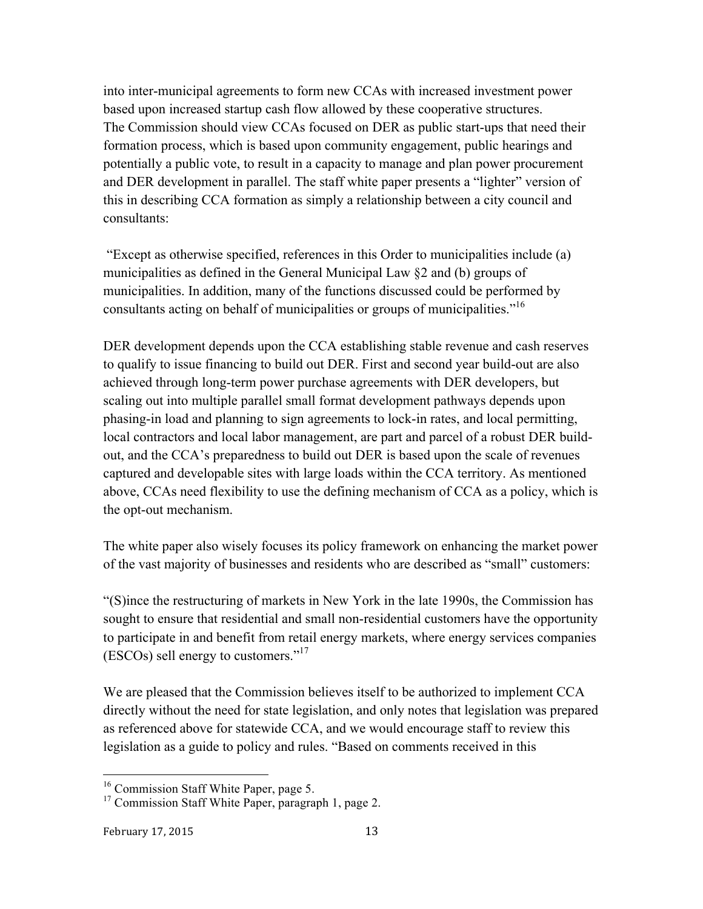into inter-municipal agreements to form new CCAs with increased investment power based upon increased startup cash flow allowed by these cooperative structures. The Commission should view CCAs focused on DER as public start-ups that need their formation process, which is based upon community engagement, public hearings and potentially a public vote, to result in a capacity to manage and plan power procurement and DER development in parallel. The staff white paper presents a "lighter" version of this in describing CCA formation as simply a relationship between a city council and consultants:

"Except as otherwise specified, references in this Order to municipalities include (a) municipalities as defined in the General Municipal Law §2 and (b) groups of municipalities. In addition, many of the functions discussed could be performed by consultants acting on behalf of municipalities or groups of municipalities."[16]

DER development depends upon the CCA establishing stable revenue and cash reserves to qualify to issue financing to build out DER. First and second year build-out are also achieved through long-term power purchase agreements with DER developers, but scaling out into multiple parallel small format development pathways depends upon phasing-in load and planning to sign agreements to lock-in rates, and local permitting, local contractors and local labor management, are part and parcel of a robust DER build-out, and the CCA's preparedness to build out DER is based upon the scale of revenues captured and developable sites with large loads within the CCA territory. As mentioned above, CCAs need flexibility to use the defining mechanism of CCA as a policy, which is the opt-out mechanism.

The white paper also wisely focuses its policy framework on enhancing the market power of the vast majority of businesses and residents who are described as "small" customers:

"(S)ince the restructuring of markets in New York in the late 1990s, the Commission has sought to ensure that residential and small non-residential customers have the opportunity to participate in and benefit from retail energy markets, where energy services companies (ESCOs) sell energy to customers."[17]

We are pleased that the Commission believes itself to be authorized to implement CCA directly without the need for state legislation, and only notes that legislation was prepared as referenced above for statewide CCA, and we would encourage staff to review this legislation as a guide to policy and rules. "Based on comments received in this

[16] Commission Staff White Paper, page 5.

[17] Commission Staff White Paper, paragraph 1, page 2.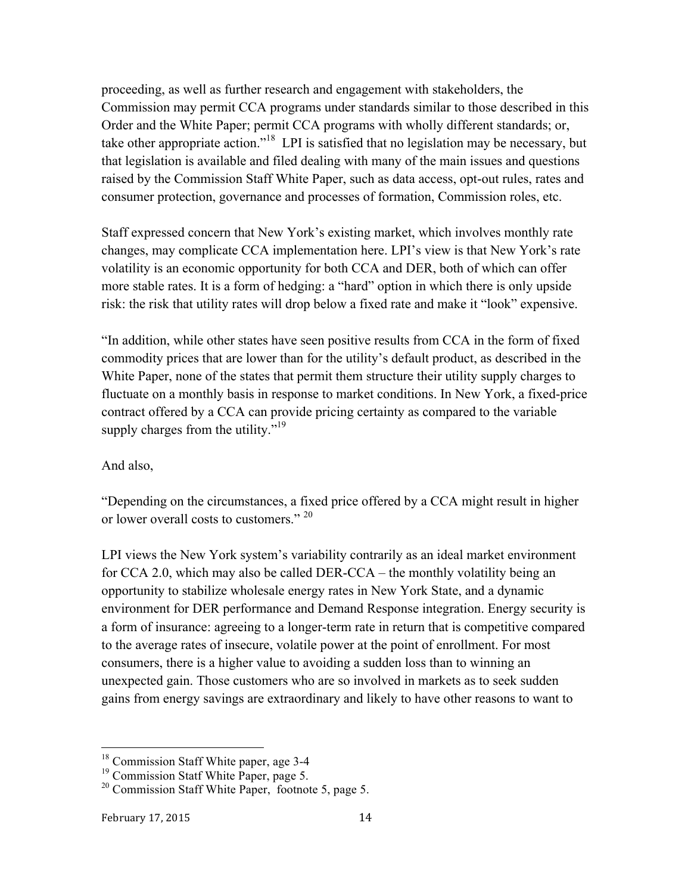proceeding, as well as further research and engagement with stakeholders, the Commission may permit CCA programs under standards similar to those described in this Order and the White Paper; permit CCA programs with wholly different standards; or, take other appropriate action."[18] LPI is satisfied that no legislation may be necessary, but that legislation is available and filed dealing with many of the main issues and questions raised by the Commission Staff White Paper, such as data access, opt-out rules, rates and consumer protection, governance and processes of formation, Commission roles, etc.

Staff expressed concern that New York's existing market, which involves monthly rate changes, may complicate CCA implementation here. LPI's view is that New York's rate volatility is an economic opportunity for both CCA and DER, both of which can offer more stable rates. It is a form of hedging: a "hard" option in which there is only upside risk: the risk that utility rates will drop below a fixed rate and make it "look" expensive.

"In addition, while other states have seen positive results from CCA in the form of fixed commodity prices that are lower than for the utility's default product, as described in the White Paper, none of the states that permit them structure their utility supply charges to fluctuate on a monthly basis in response to market conditions. In New York, a fixed-price contract offered by a CCA can provide pricing certainty as compared to the variable supply charges from the utility."[19]

And also,

"Depending on the circumstances, a fixed price offered by a CCA might result in higher or lower overall costs to customers." [20]

LPI views the New York system's variability contrarily as an ideal market environment for CCA 2.0, which may also be called DER-CCA – the monthly volatility being an opportunity to stabilize wholesale energy rates in New York State, and a dynamic environment for DER performance and Demand Response integration. Energy security is a form of insurance: agreeing to a longer-term rate in return that is competitive compared to the average rates of insecure, volatile power at the point of enrollment. For most consumers, there is a higher value to avoiding a sudden loss than to winning an unexpected gain. Those customers who are so involved in markets as to seek sudden gains from energy savings are extraordinary and likely to have other reasons to want to

---

[18] Commission Staff White paper, age 3-4

[19] Commission Staff White Paper, page 5.

[20] Commission Staff White Paper, footnote 5, page 5.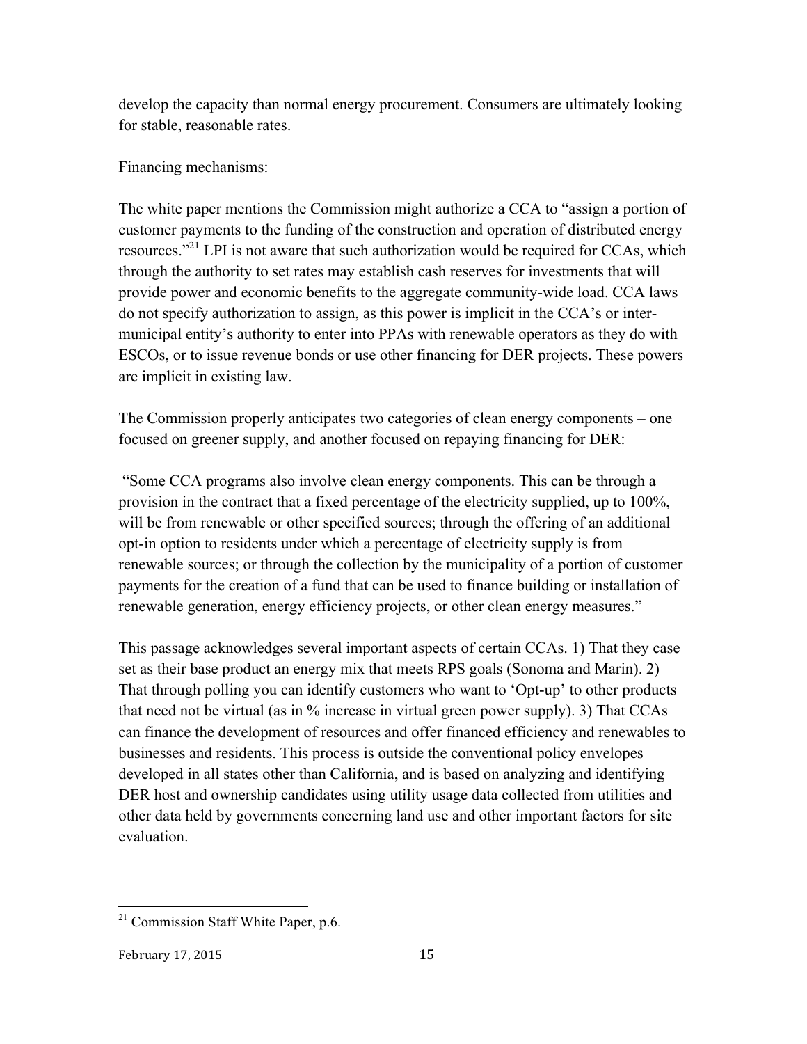develop the capacity than normal energy procurement. Consumers are ultimately looking for stable, reasonable rates.

Financing mechanisms:

The white paper mentions the Commission might authorize a CCA to "assign a portion of customer payments to the funding of the construction and operation of distributed energy resources."[21] LPI is not aware that such authorization would be required for CCAs, which through the authority to set rates may establish cash reserves for investments that will provide power and economic benefits to the aggregate community-wide load. CCA laws do not specify authorization to assign, as this power is implicit in the CCA's or inter-municipal entity's authority to enter into PPAs with renewable operators as they do with ESCOs, or to issue revenue bonds or use other financing for DER projects. These powers are implicit in existing law.

The Commission properly anticipates two categories of clean energy components – one focused on greener supply, and another focused on repaying financing for DER:

"Some CCA programs also involve clean energy components. This can be through a provision in the contract that a fixed percentage of the electricity supplied, up to 100%, will be from renewable or other specified sources; through the offering of an additional opt-in option to residents under which a percentage of electricity supply is from renewable sources; or through the collection by the municipality of a portion of customer payments for the creation of a fund that can be used to finance building or installation of renewable generation, energy efficiency projects, or other clean energy measures."

This passage acknowledges several important aspects of certain CCAs. 1) That they case set as their base product an energy mix that meets RPS goals (Sonoma and Marin). 2) That through polling you can identify customers who want to 'Opt-up' to other products that need not be virtual (as in % increase in virtual green power supply). 3) That CCAs can finance the development of resources and offer financed efficiency and renewables to businesses and residents. This process is outside the conventional policy envelopes developed in all states other than California, and is based on analyzing and identifying DER host and ownership candidates using utility usage data collected from utilities and other data held by governments concerning land use and other important factors for site evaluation.

[21] Commission Staff White Paper, p.6.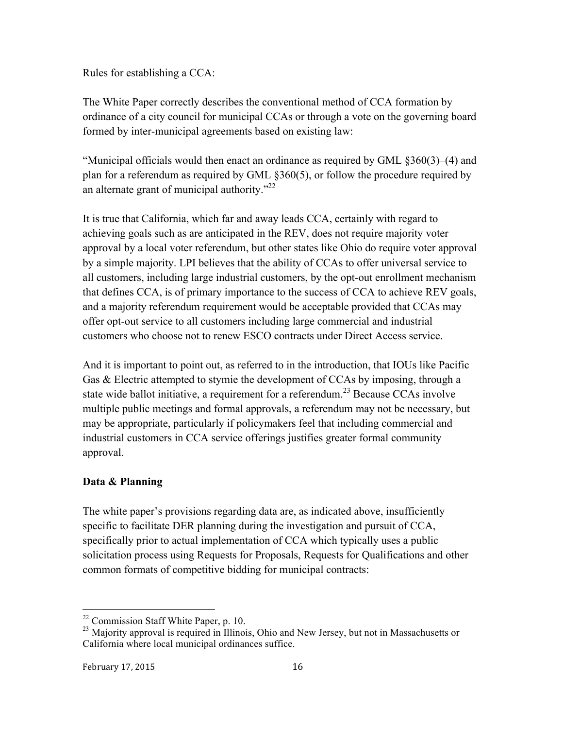Rules for establishing a CCA:

The White Paper correctly describes the conventional method of CCA formation by ordinance of a city council for municipal CCAs or through a vote on the governing board formed by inter-municipal agreements based on existing law:

"Municipal officials would then enact an ordinance as required by GML §360(3)–(4) and plan for a referendum as required by GML §360(5), or follow the procedure required by an alternate grant of municipal authority."[22]

It is true that California, which far and away leads CCA, certainly with regard to achieving goals such as are anticipated in the REV, does not require majority voter approval by a local voter referendum, but other states like Ohio do require voter approval by a simple majority. LPI believes that the ability of CCAs to offer universal service to all customers, including large industrial customers, by the opt-out enrollment mechanism that defines CCA, is of primary importance to the success of CCA to achieve REV goals, and a majority referendum requirement would be acceptable provided that CCAs may offer opt-out service to all customers including large commercial and industrial customers who choose not to renew ESCO contracts under Direct Access service.

And it is important to point out, as referred to in the introduction, that IOUs like Pacific Gas & Electric attempted to stymie the development of CCAs by imposing, through a state wide ballot initiative, a requirement for a referendum.[23] Because CCAs involve multiple public meetings and formal approvals, a referendum may not be necessary, but may be appropriate, particularly if policymakers feel that including commercial and industrial customers in CCA service offerings justifies greater formal community approval.

**Data & Planning**

The white paper's provisions regarding data are, as indicated above, insufficiently specific to facilitate DER planning during the investigation and pursuit of CCA, specifically prior to actual implementation of CCA which typically uses a public solicitation process using Requests for Proposals, Requests for Qualifications and other common formats of competitive bidding for municipal contracts:

---

[22] Commission Staff White Paper, p. 10.

[23] Majority approval is required in Illinois, Ohio and New Jersey, but not in Massachusetts or California where local municipal ordinances suffice.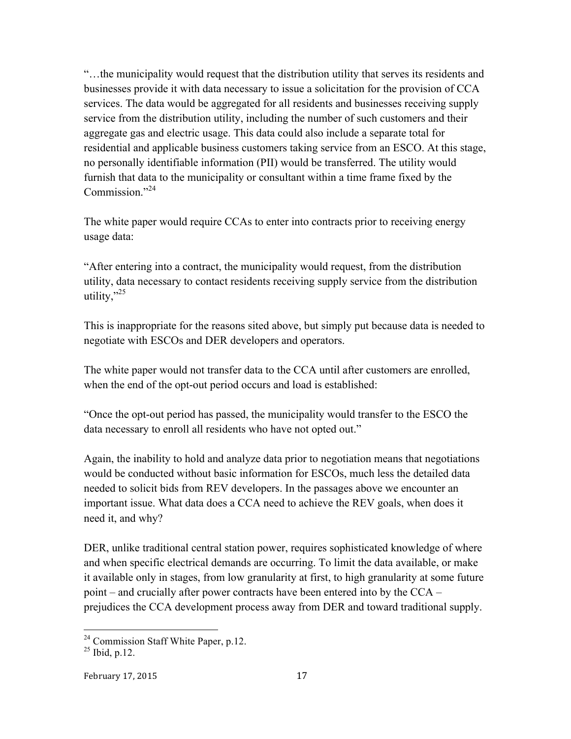"…the municipality would request that the distribution utility that serves its residents and businesses provide it with data necessary to issue a solicitation for the provision of CCA services. The data would be aggregated for all residents and businesses receiving supply service from the distribution utility, including the number of such customers and their aggregate gas and electric usage. This data could also include a separate total for residential and applicable business customers taking service from an ESCO. At this stage, no personally identifiable information (PII) would be transferred. The utility would furnish that data to the municipality or consultant within a time frame fixed by the Commission."[24]

The white paper would require CCAs to enter into contracts prior to receiving energy usage data:

"After entering into a contract, the municipality would request, from the distribution utility, data necessary to contact residents receiving supply service from the distribution utility,"[25]

This is inappropriate for the reasons sited above, but simply put because data is needed to negotiate with ESCOs and DER developers and operators.

The white paper would not transfer data to the CCA until after customers are enrolled, when the end of the opt-out period occurs and load is established:

"Once the opt-out period has passed, the municipality would transfer to the ESCO the data necessary to enroll all residents who have not opted out."

Again, the inability to hold and analyze data prior to negotiation means that negotiations would be conducted without basic information for ESCOs, much less the detailed data needed to solicit bids from REV developers. In the passages above we encounter an important issue. What data does a CCA need to achieve the REV goals, when does it need it, and why?

DER, unlike traditional central station power, requires sophisticated knowledge of where and when specific electrical demands are occurring. To limit the data available, or make it available only in stages, from low granularity at first, to high granularity at some future point – and crucially after power contracts have been entered into by the CCA – prejudices the CCA development process away from DER and toward traditional supply.

---

[24] Commission Staff White Paper, p.12.

[25] Ibid, p.12.

February 17, 2015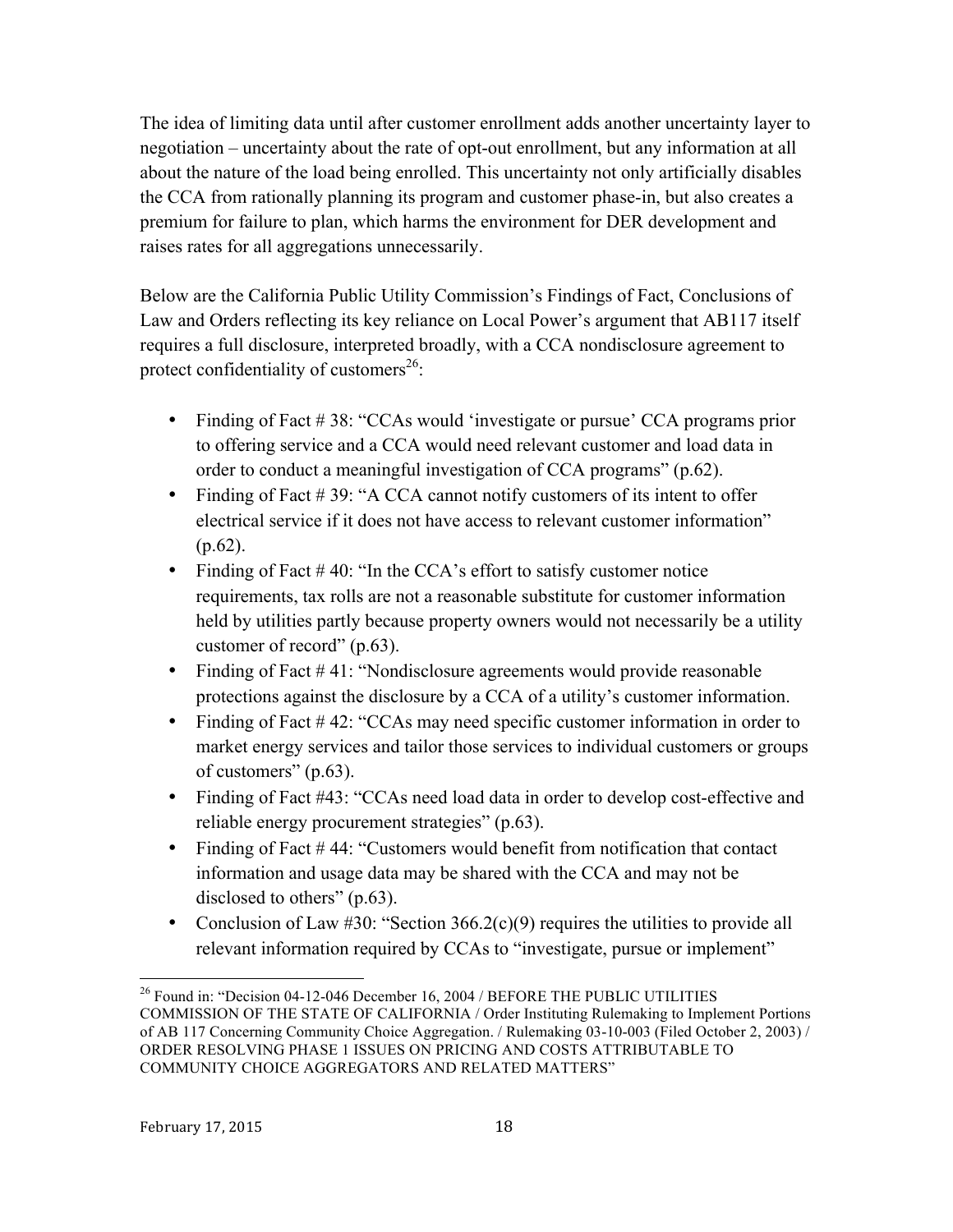The idea of limiting data until after customer enrollment adds another uncertainty layer to negotiation – uncertainty about the rate of opt-out enrollment, but any information at all about the nature of the load being enrolled. This uncertainty not only artificially disables the CCA from rationally planning its program and customer phase-in, but also creates a premium for failure to plan, which harms the environment for DER development and raises rates for all aggregations unnecessarily.

Below are the California Public Utility Commission's Findings of Fact, Conclusions of Law and Orders reflecting its key reliance on Local Power's argument that AB117 itself requires a full disclosure, interpreted broadly, with a CCA nondisclosure agreement to protect confidentiality of customers[26]:

- Finding of Fact # 38: "CCAs would 'investigate or pursue' CCA programs prior to offering service and a CCA would need relevant customer and load data in order to conduct a meaningful investigation of CCA programs" (p.62).
- Finding of Fact # 39: "A CCA cannot notify customers of its intent to offer electrical service if it does not have access to relevant customer information" (p.62).
- Finding of Fact # 40: "In the CCA's effort to satisfy customer notice requirements, tax rolls are not a reasonable substitute for customer information held by utilities partly because property owners would not necessarily be a utility customer of record" (p.63).
- Finding of Fact # 41: "Nondisclosure agreements would provide reasonable protections against the disclosure by a CCA of a utility's customer information.
- Finding of Fact # 42: "CCAs may need specific customer information in order to market energy services and tailor those services to individual customers or groups of customers" (p.63).
- Finding of Fact #43: "CCAs need load data in order to develop cost-effective and reliable energy procurement strategies" (p.63).
- Finding of Fact # 44: "Customers would benefit from notification that contact information and usage data may be shared with the CCA and may not be disclosed to others" (p.63).
- Conclusion of Law #30: "Section 366.2(c)(9) requires the utilities to provide all relevant information required by CCAs to "investigate, pursue or implement"

[26] Found in: "Decision 04-12-046 December 16, 2004 / BEFORE THE PUBLIC UTILITIES COMMISSION OF THE STATE OF CALIFORNIA / Order Instituting Rulemaking to Implement Portions of AB 117 Concerning Community Choice Aggregation. / Rulemaking 03-10-003 (Filed October 2, 2003) / ORDER RESOLVING PHASE 1 ISSUES ON PRICING AND COSTS ATTRIBUTABLE TO COMMUNITY CHOICE AGGREGATORS AND RELATED MATTERS"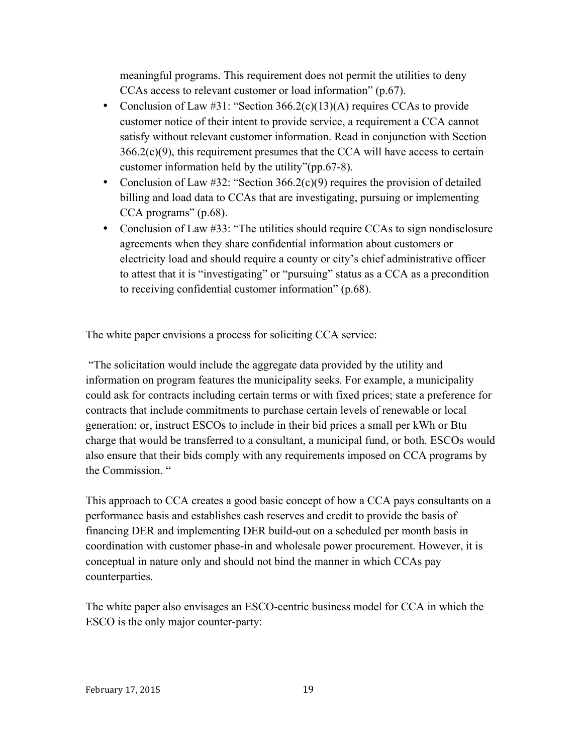meaningful programs. This requirement does not permit the utilities to deny CCAs access to relevant customer or load information" (p.67).

- Conclusion of Law #31: "Section 366.2(c)(13)(A) requires CCAs to provide customer notice of their intent to provide service, a requirement a CCA cannot satisfy without relevant customer information. Read in conjunction with Section 366.2(c)(9), this requirement presumes that the CCA will have access to certain customer information held by the utility"(pp.67-8).
- Conclusion of Law #32: "Section 366.2(c)(9) requires the provision of detailed billing and load data to CCAs that are investigating, pursuing or implementing CCA programs" (p.68).
- Conclusion of Law #33: "The utilities should require CCAs to sign nondisclosure agreements when they share confidential information about customers or electricity load and should require a county or city's chief administrative officer to attest that it is "investigating" or "pursuing" status as a CCA as a precondition to receiving confidential customer information" (p.68).

The white paper envisions a process for soliciting CCA service:

"The solicitation would include the aggregate data provided by the utility and information on program features the municipality seeks. For example, a municipality could ask for contracts including certain terms or with fixed prices; state a preference for contracts that include commitments to purchase certain levels of renewable or local generation; or, instruct ESCOs to include in their bid prices a small per kWh or Btu charge that would be transferred to a consultant, a municipal fund, or both. ESCOs would also ensure that their bids comply with any requirements imposed on CCA programs by the Commission. "

This approach to CCA creates a good basic concept of how a CCA pays consultants on a performance basis and establishes cash reserves and credit to provide the basis of financing DER and implementing DER build-out on a scheduled per month basis in coordination with customer phase-in and wholesale power procurement. However, it is conceptual in nature only and should not bind the manner in which CCAs pay counterparties.

The white paper also envisages an ESCO-centric business model for CCA in which the ESCO is the only major counter-party: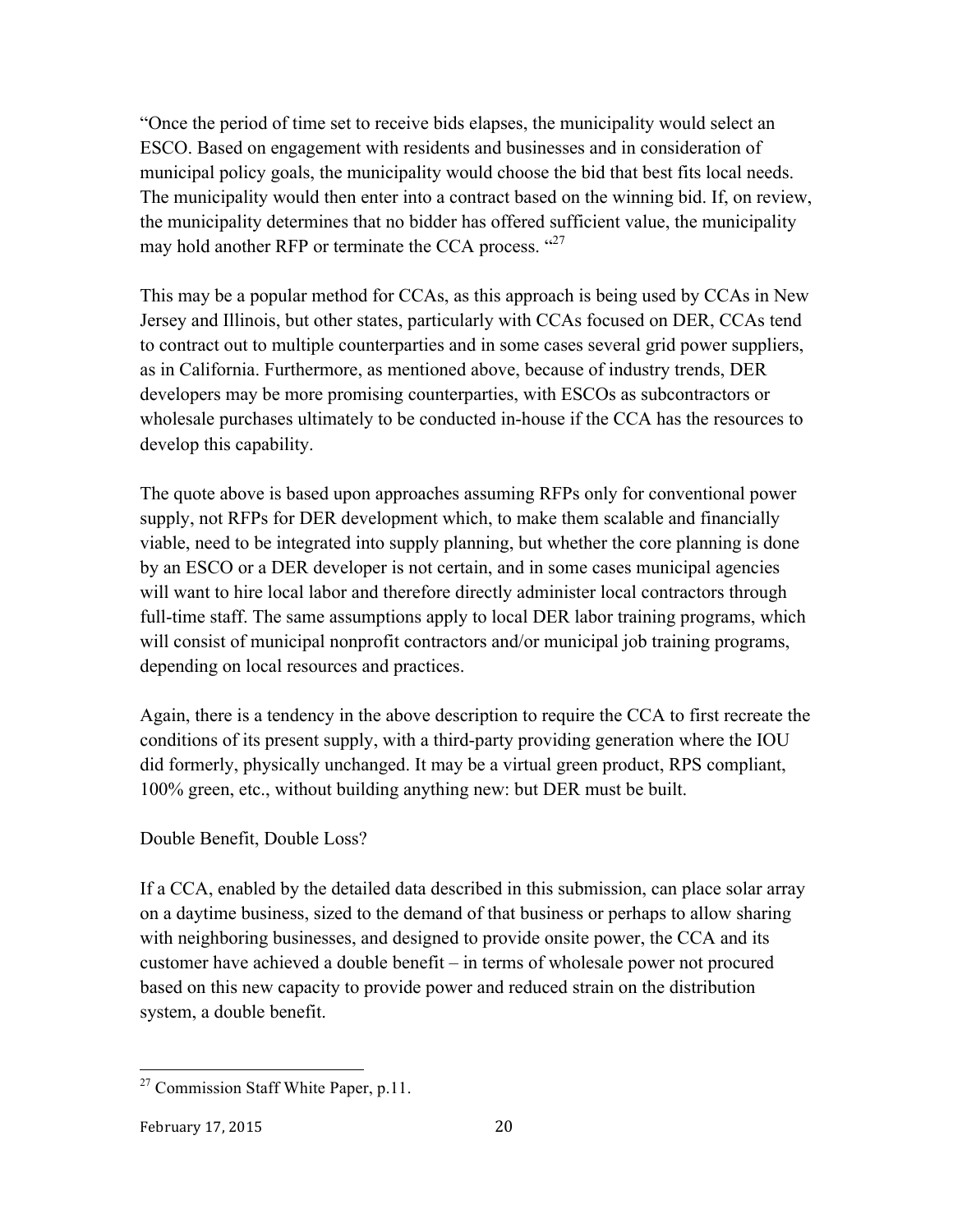"Once the period of time set to receive bids elapses, the municipality would select an ESCO. Based on engagement with residents and businesses and in consideration of municipal policy goals, the municipality would choose the bid that best fits local needs. The municipality would then enter into a contract based on the winning bid. If, on review, the municipality determines that no bidder has offered sufficient value, the municipality may hold another RFP or terminate the CCA process. "[27]

This may be a popular method for CCAs, as this approach is being used by CCAs in New Jersey and Illinois, but other states, particularly with CCAs focused on DER, CCAs tend to contract out to multiple counterparties and in some cases several grid power suppliers, as in California. Furthermore, as mentioned above, because of industry trends, DER developers may be more promising counterparties, with ESCOs as subcontractors or wholesale purchases ultimately to be conducted in-house if the CCA has the resources to develop this capability.

The quote above is based upon approaches assuming RFPs only for conventional power supply, not RFPs for DER development which, to make them scalable and financially viable, need to be integrated into supply planning, but whether the core planning is done by an ESCO or a DER developer is not certain, and in some cases municipal agencies will want to hire local labor and therefore directly administer local contractors through full-time staff. The same assumptions apply to local DER labor training programs, which will consist of municipal nonprofit contractors and/or municipal job training programs, depending on local resources and practices.

Again, there is a tendency in the above description to require the CCA to first recreate the conditions of its present supply, with a third-party providing generation where the IOU did formerly, physically unchanged. It may be a virtual green product, RPS compliant, 100% green, etc., without building anything new: but DER must be built.

Double Benefit, Double Loss?

If a CCA, enabled by the detailed data described in this submission, can place solar array on a daytime business, sized to the demand of that business or perhaps to allow sharing with neighboring businesses, and designed to provide onsite power, the CCA and its customer have achieved a double benefit – in terms of wholesale power not procured based on this new capacity to provide power and reduced strain on the distribution system, a double benefit.

---

[27] Commission Staff White Paper, p.11.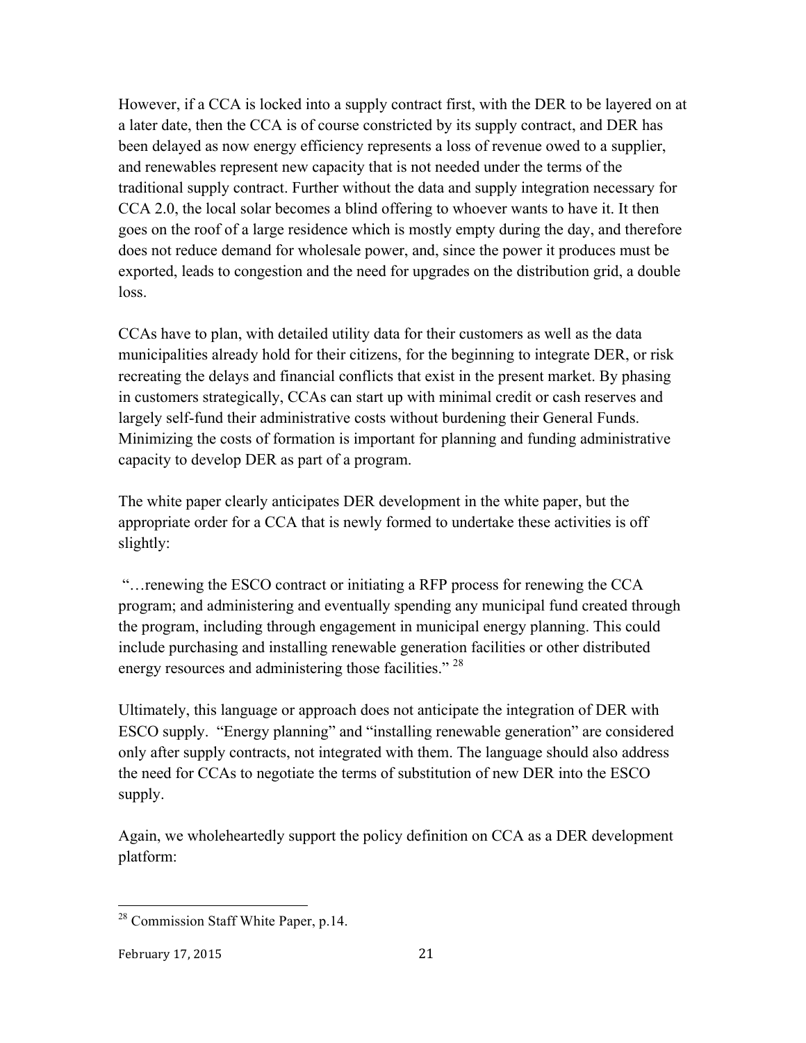However, if a CCA is locked into a supply contract first, with the DER to be layered on at a later date, then the CCA is of course constricted by its supply contract, and DER has been delayed as now energy efficiency represents a loss of revenue owed to a supplier, and renewables represent new capacity that is not needed under the terms of the traditional supply contract. Further without the data and supply integration necessary for CCA 2.0, the local solar becomes a blind offering to whoever wants to have it. It then goes on the roof of a large residence which is mostly empty during the day, and therefore does not reduce demand for wholesale power, and, since the power it produces must be exported, leads to congestion and the need for upgrades on the distribution grid, a double loss.

CCAs have to plan, with detailed utility data for their customers as well as the data municipalities already hold for their citizens, for the beginning to integrate DER, or risk recreating the delays and financial conflicts that exist in the present market. By phasing in customers strategically, CCAs can start up with minimal credit or cash reserves and largely self-fund their administrative costs without burdening their General Funds. Minimizing the costs of formation is important for planning and funding administrative capacity to develop DER as part of a program.

The white paper clearly anticipates DER development in the white paper, but the appropriate order for a CCA that is newly formed to undertake these activities is off slightly:

"…renewing the ESCO contract or initiating a RFP process for renewing the CCA program; and administering and eventually spending any municipal fund created through the program, including through engagement in municipal energy planning. This could include purchasing and installing renewable generation facilities or other distributed energy resources and administering those facilities." [28]

Ultimately, this language or approach does not anticipate the integration of DER with ESCO supply. "Energy planning" and "installing renewable generation" are considered only after supply contracts, not integrated with them. The language should also address the need for CCAs to negotiate the terms of substitution of new DER into the ESCO supply.

Again, we wholeheartedly support the policy definition on CCA as a DER development platform:

[28] Commission Staff White Paper, p.14.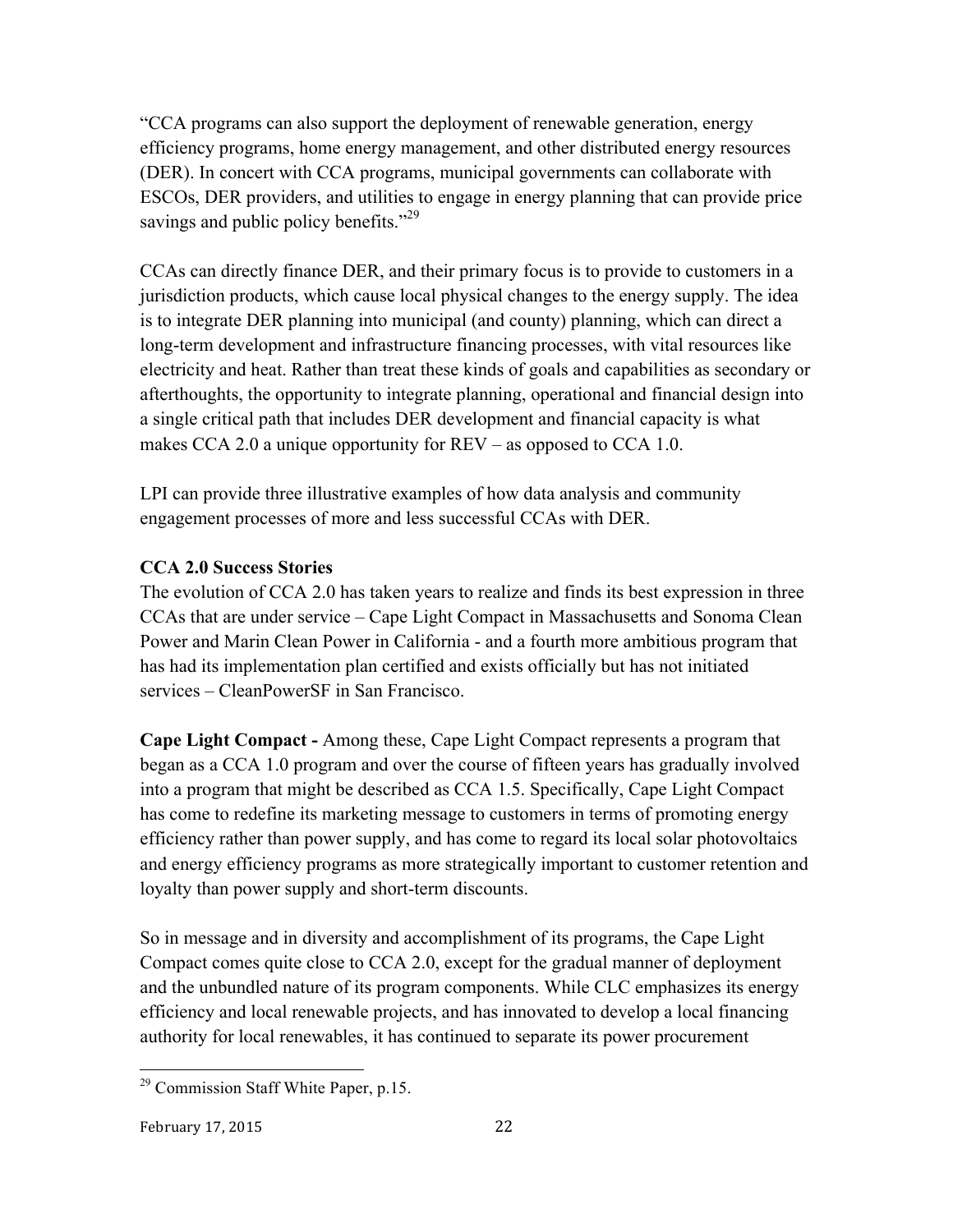"CCA programs can also support the deployment of renewable generation, energy efficiency programs, home energy management, and other distributed energy resources (DER). In concert with CCA programs, municipal governments can collaborate with ESCOs, DER providers, and utilities to engage in energy planning that can provide price savings and public policy benefits."[29]

CCAs can directly finance DER, and their primary focus is to provide to customers in a jurisdiction products, which cause local physical changes to the energy supply. The idea is to integrate DER planning into municipal (and county) planning, which can direct a long-term development and infrastructure financing processes, with vital resources like electricity and heat. Rather than treat these kinds of goals and capabilities as secondary or afterthoughts, the opportunity to integrate planning, operational and financial design into a single critical path that includes DER development and financial capacity is what makes CCA 2.0 a unique opportunity for REV – as opposed to CCA 1.0.

LPI can provide three illustrative examples of how data analysis and community engagement processes of more and less successful CCAs with DER.

**CCA 2.0 Success Stories**

The evolution of CCA 2.0 has taken years to realize and finds its best expression in three CCAs that are under service – Cape Light Compact in Massachusetts and Sonoma Clean Power and Marin Clean Power in California - and a fourth more ambitious program that has had its implementation plan certified and exists officially but has not initiated services – CleanPowerSF in San Francisco.

**Cape Light Compact -** Among these, Cape Light Compact represents a program that began as a CCA 1.0 program and over the course of fifteen years has gradually involved into a program that might be described as CCA 1.5. Specifically, Cape Light Compact has come to redefine its marketing message to customers in terms of promoting energy efficiency rather than power supply, and has come to regard its local solar photovoltaics and energy efficiency programs as more strategically important to customer retention and loyalty than power supply and short-term discounts.

So in message and in diversity and accomplishment of its programs, the Cape Light Compact comes quite close to CCA 2.0, except for the gradual manner of deployment and the unbundled nature of its program components. While CLC emphasizes its energy efficiency and local renewable projects, and has innovated to develop a local financing authority for local renewables, it has continued to separate its power procurement

[29] Commission Staff White Paper, p.15.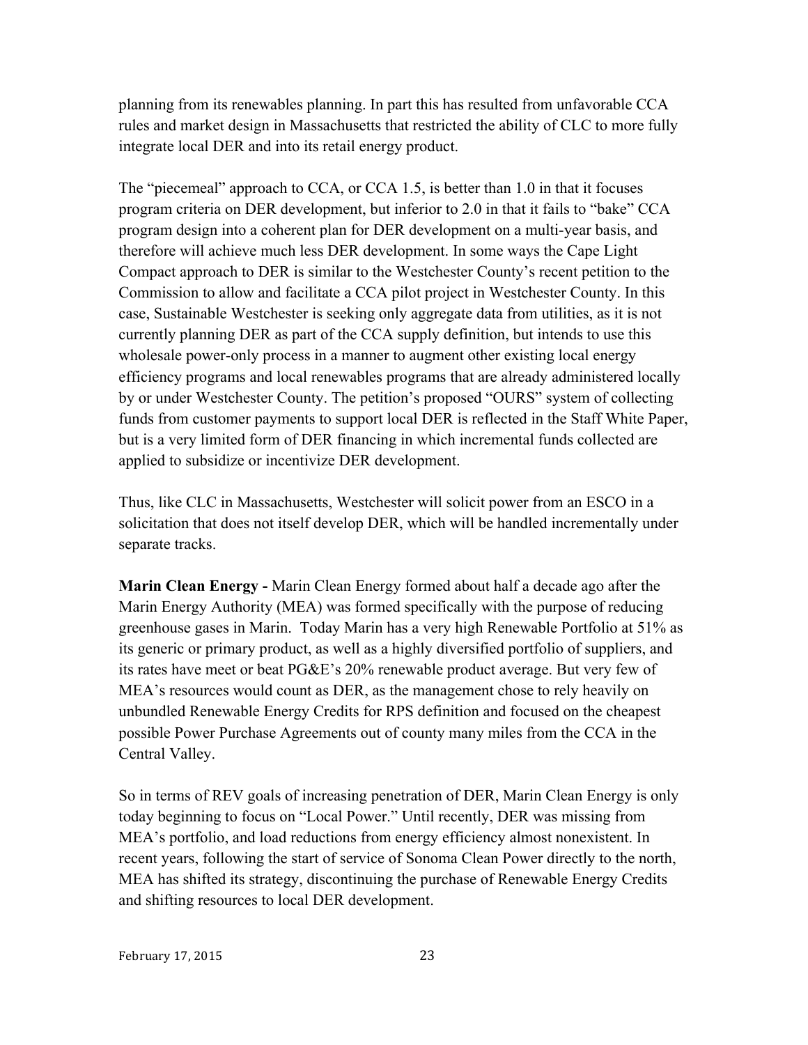planning from its renewables planning. In part this has resulted from unfavorable CCA rules and market design in Massachusetts that restricted the ability of CLC to more fully integrate local DER and into its retail energy product.

The "piecemeal" approach to CCA, or CCA 1.5, is better than 1.0 in that it focuses program criteria on DER development, but inferior to 2.0 in that it fails to "bake" CCA program design into a coherent plan for DER development on a multi-year basis, and therefore will achieve much less DER development. In some ways the Cape Light Compact approach to DER is similar to the Westchester County's recent petition to the Commission to allow and facilitate a CCA pilot project in Westchester County. In this case, Sustainable Westchester is seeking only aggregate data from utilities, as it is not currently planning DER as part of the CCA supply definition, but intends to use this wholesale power-only process in a manner to augment other existing local energy efficiency programs and local renewables programs that are already administered locally by or under Westchester County. The petition's proposed "OURS" system of collecting funds from customer payments to support local DER is reflected in the Staff White Paper, but is a very limited form of DER financing in which incremental funds collected are applied to subsidize or incentivize DER development.

Thus, like CLC in Massachusetts, Westchester will solicit power from an ESCO in a solicitation that does not itself develop DER, which will be handled incrementally under separate tracks.

**Marin Clean Energy -** Marin Clean Energy formed about half a decade ago after the Marin Energy Authority (MEA) was formed specifically with the purpose of reducing greenhouse gases in Marin. Today Marin has a very high Renewable Portfolio at 51% as its generic or primary product, as well as a highly diversified portfolio of suppliers, and its rates have meet or beat PG&E's 20% renewable product average. But very few of MEA's resources would count as DER, as the management chose to rely heavily on unbundled Renewable Energy Credits for RPS definition and focused on the cheapest possible Power Purchase Agreements out of county many miles from the CCA in the Central Valley.

So in terms of REV goals of increasing penetration of DER, Marin Clean Energy is only today beginning to focus on "Local Power." Until recently, DER was missing from MEA's portfolio, and load reductions from energy efficiency almost nonexistent. In recent years, following the start of service of Sonoma Clean Power directly to the north, MEA has shifted its strategy, discontinuing the purchase of Renewable Energy Credits and shifting resources to local DER development.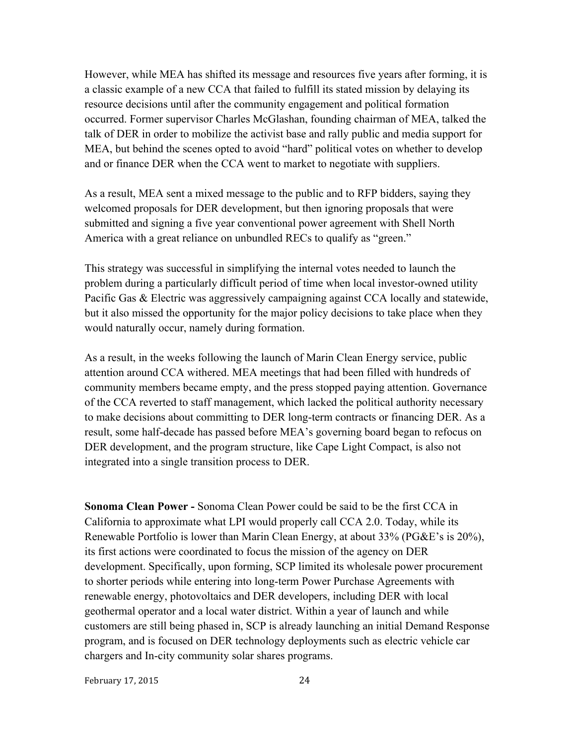However, while MEA has shifted its message and resources five years after forming, it is a classic example of a new CCA that failed to fulfill its stated mission by delaying its resource decisions until after the community engagement and political formation occurred. Former supervisor Charles McGlashan, founding chairman of MEA, talked the talk of DER in order to mobilize the activist base and rally public and media support for MEA, but behind the scenes opted to avoid "hard" political votes on whether to develop and or finance DER when the CCA went to market to negotiate with suppliers.

As a result, MEA sent a mixed message to the public and to RFP bidders, saying they welcomed proposals for DER development, but then ignoring proposals that were submitted and signing a five year conventional power agreement with Shell North America with a great reliance on unbundled RECs to qualify as "green."

This strategy was successful in simplifying the internal votes needed to launch the problem during a particularly difficult period of time when local investor-owned utility Pacific Gas & Electric was aggressively campaigning against CCA locally and statewide, but it also missed the opportunity for the major policy decisions to take place when they would naturally occur, namely during formation.

As a result, in the weeks following the launch of Marin Clean Energy service, public attention around CCA withered. MEA meetings that had been filled with hundreds of community members became empty, and the press stopped paying attention. Governance of the CCA reverted to staff management, which lacked the political authority necessary to make decisions about committing to DER long-term contracts or financing DER. As a result, some half-decade has passed before MEA's governing board began to refocus on DER development, and the program structure, like Cape Light Compact, is also not integrated into a single transition process to DER.

**Sonoma Clean Power -** Sonoma Clean Power could be said to be the first CCA in California to approximate what LPI would properly call CCA 2.0. Today, while its Renewable Portfolio is lower than Marin Clean Energy, at about 33% (PG&E's is 20%), its first actions were coordinated to focus the mission of the agency on DER development. Specifically, upon forming, SCP limited its wholesale power procurement to shorter periods while entering into long-term Power Purchase Agreements with renewable energy, photovoltaics and DER developers, including DER with local geothermal operator and a local water district. Within a year of launch and while customers are still being phased in, SCP is already launching an initial Demand Response program, and is focused on DER technology deployments such as electric vehicle car chargers and In-city community solar shares programs.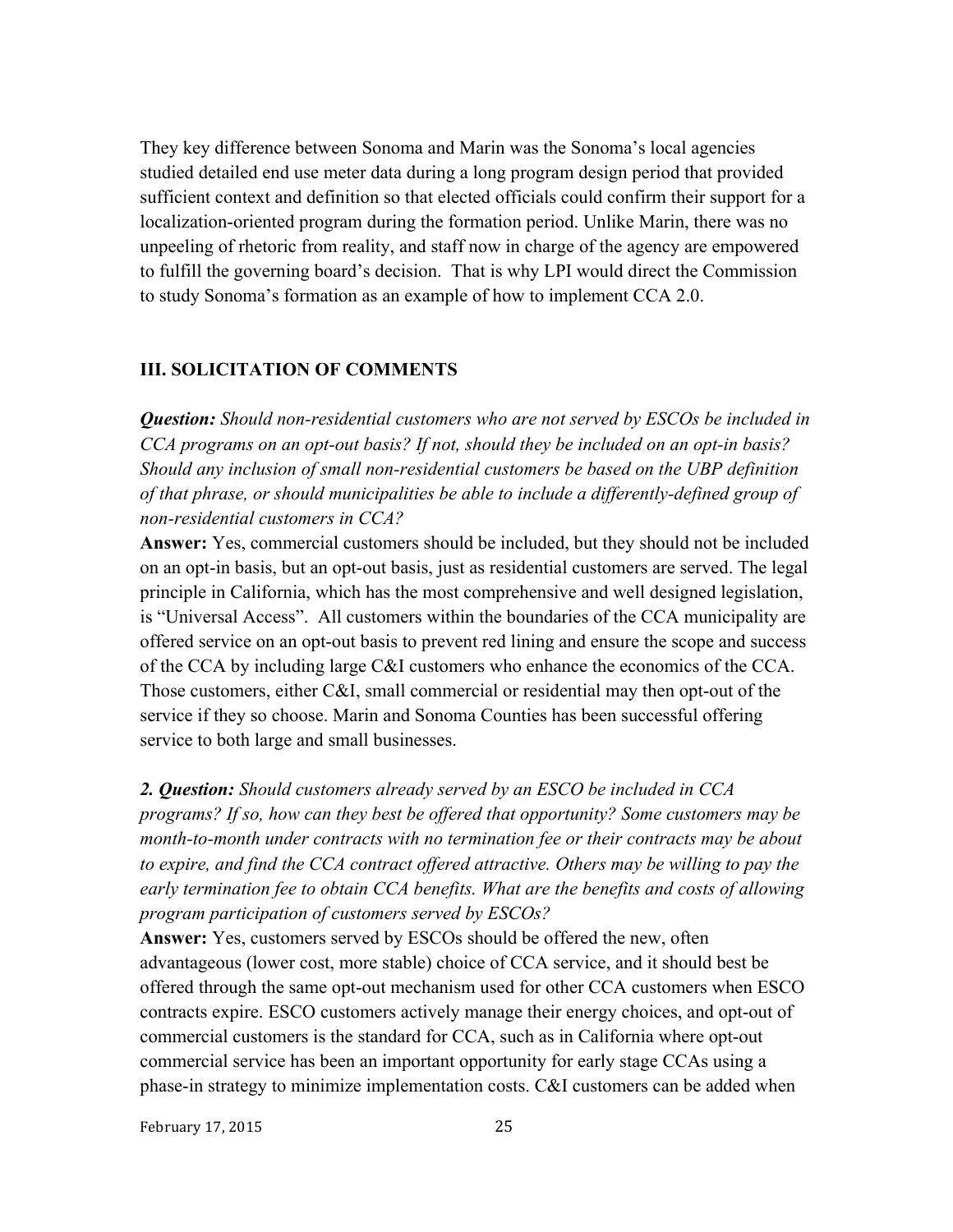They key difference between Sonoma and Marin was the Sonoma's local agencies studied detailed end use meter data during a long program design period that provided sufficient context and definition so that elected officials could confirm their support for a localization-oriented program during the formation period. Unlike Marin, there was no unpeeling of rhetoric from reality, and staff now in charge of the agency are empowered to fulfill the governing board's decision. That is why LPI would direct the Commission to study Sonoma's formation as an example of how to implement CCA 2.0.

## III. SOLICITATION OF COMMENTS

***Question:*** *Should non-residential customers who are not served by ESCOs be included in CCA programs on an opt-out basis? If not, should they be included on an opt-in basis? Should any inclusion of small non-residential customers be based on the UBP definition of that phrase, or should municipalities be able to include a differently-defined group of non-residential customers in CCA?*

**Answer:** Yes, commercial customers should be included, but they should not be included on an opt-in basis, but an opt-out basis, just as residential customers are served. The legal principle in California, which has the most comprehensive and well designed legislation, is "Universal Access". All customers within the boundaries of the CCA municipality are offered service on an opt-out basis to prevent red lining and ensure the scope and success of the CCA by including large C&I customers who enhance the economics of the CCA. Those customers, either C&I, small commercial or residential may then opt-out of the service if they so choose. Marin and Sonoma Counties has been successful offering service to both large and small businesses.

***2. Question:*** *Should customers already served by an ESCO be included in CCA programs? If so, how can they best be offered that opportunity? Some customers may be month-to-month under contracts with no termination fee or their contracts may be about to expire, and find the CCA contract offered attractive. Others may be willing to pay the early termination fee to obtain CCA benefits. What are the benefits and costs of allowing program participation of customers served by ESCOs?*

**Answer:** Yes, customers served by ESCOs should be offered the new, often advantageous (lower cost, more stable) choice of CCA service, and it should best be offered through the same opt-out mechanism used for other CCA customers when ESCO contracts expire. ESCO customers actively manage their energy choices, and opt-out of commercial customers is the standard for CCA, such as in California where opt-out commercial service has been an important opportunity for early stage CCAs using a phase-in strategy to minimize implementation costs. C&I customers can be added when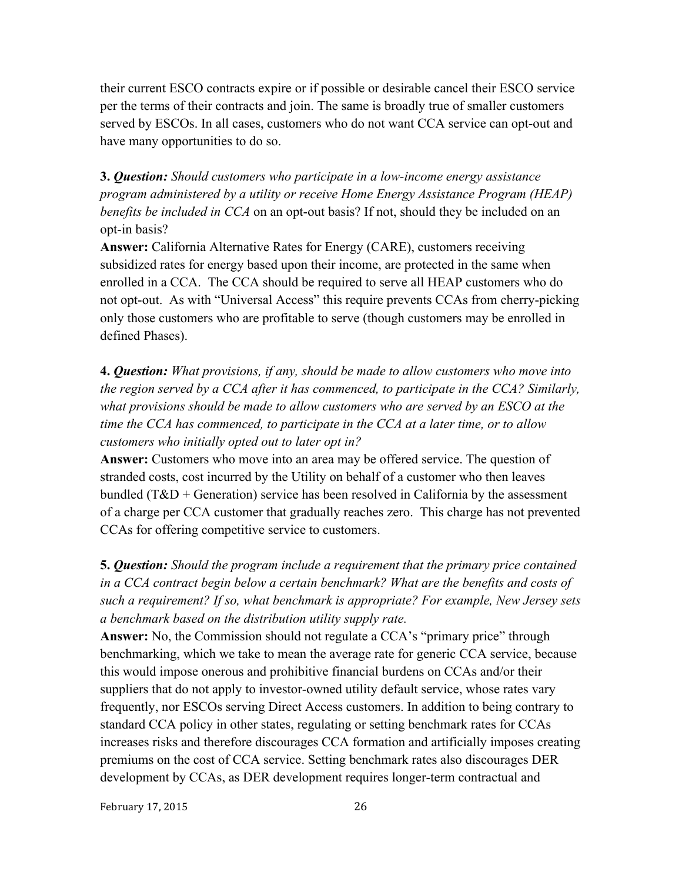their current ESCO contracts expire or if possible or desirable cancel their ESCO service per the terms of their contracts and join. The same is broadly true of smaller customers served by ESCOs. In all cases, customers who do not want CCA service can opt-out and have many opportunities to do so.

**3. *Question:*** *Should customers who participate in a low-income energy assistance program administered by a utility or receive Home Energy Assistance Program (HEAP) benefits be included in CCA* on an opt-out basis? If not, should they be included on an opt-in basis?

**Answer:** California Alternative Rates for Energy (CARE), customers receiving subsidized rates for energy based upon their income, are protected in the same when enrolled in a CCA. The CCA should be required to serve all HEAP customers who do not opt-out. As with "Universal Access" this require prevents CCAs from cherry-picking only those customers who are profitable to serve (though customers may be enrolled in defined Phases).

**4. *Question:*** *What provisions, if any, should be made to allow customers who move into the region served by a CCA after it has commenced, to participate in the CCA? Similarly, what provisions should be made to allow customers who are served by an ESCO at the time the CCA has commenced, to participate in the CCA at a later time, or to allow customers who initially opted out to later opt in?*

**Answer:** Customers who move into an area may be offered service. The question of stranded costs, cost incurred by the Utility on behalf of a customer who then leaves bundled (T&D + Generation) service has been resolved in California by the assessment of a charge per CCA customer that gradually reaches zero. This charge has not prevented CCAs for offering competitive service to customers.

**5. *Question:*** *Should the program include a requirement that the primary price contained in a CCA contract begin below a certain benchmark? What are the benefits and costs of such a requirement? If so, what benchmark is appropriate? For example, New Jersey sets a benchmark based on the distribution utility supply rate.*

**Answer:** No, the Commission should not regulate a CCA's "primary price" through benchmarking, which we take to mean the average rate for generic CCA service, because this would impose onerous and prohibitive financial burdens on CCAs and/or their suppliers that do not apply to investor-owned utility default service, whose rates vary frequently, nor ESCOs serving Direct Access customers. In addition to being contrary to standard CCA policy in other states, regulating or setting benchmark rates for CCAs increases risks and therefore discourages CCA formation and artificially imposes creating premiums on the cost of CCA service. Setting benchmark rates also discourages DER development by CCAs, as DER development requires longer-term contractual and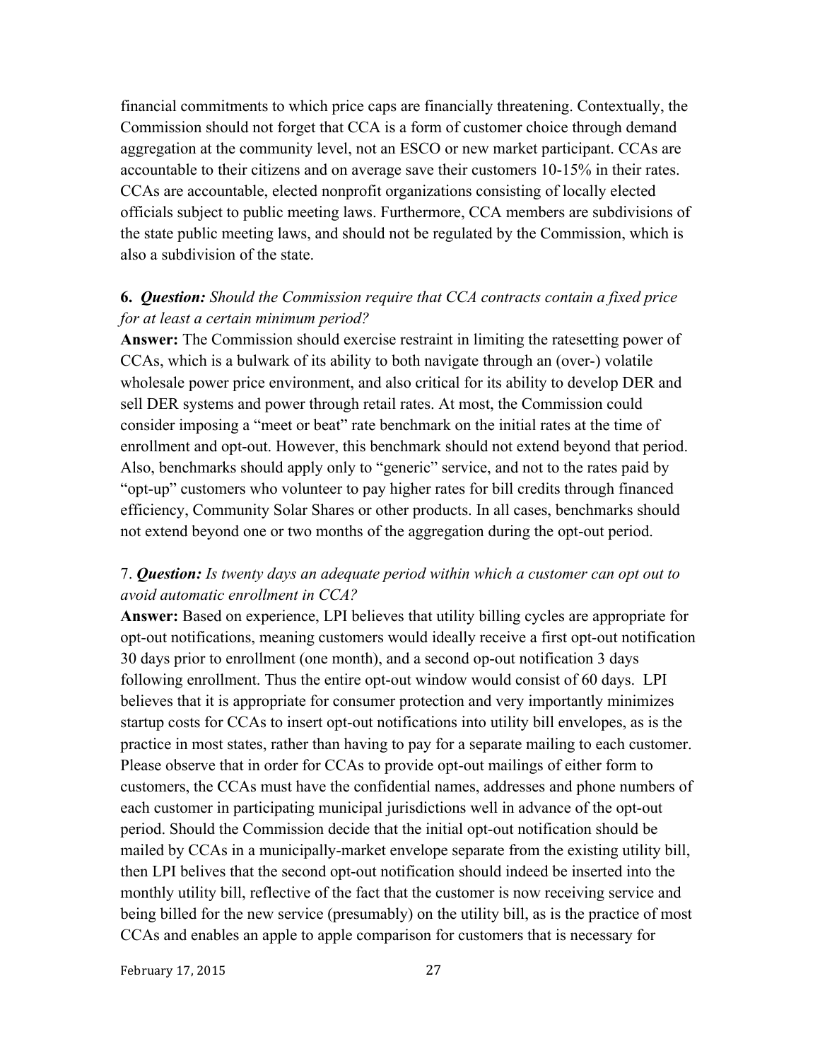financial commitments to which price caps are financially threatening. Contextually, the Commission should not forget that CCA is a form of customer choice through demand aggregation at the community level, not an ESCO or new market participant. CCAs are accountable to their citizens and on average save their customers 10-15% in their rates. CCAs are accountable, elected nonprofit organizations consisting of locally elected officials subject to public meeting laws. Furthermore, CCA members are subdivisions of the state public meeting laws, and should not be regulated by the Commission, which is also a subdivision of the state.

**6.** ***Question:*** *Should the Commission require that CCA contracts contain a fixed price for at least a certain minimum period?*

**Answer:** The Commission should exercise restraint in limiting the ratesetting power of CCAs, which is a bulwark of its ability to both navigate through an (over-) volatile wholesale power price environment, and also critical for its ability to develop DER and sell DER systems and power through retail rates. At most, the Commission could consider imposing a "meet or beat" rate benchmark on the initial rates at the time of enrollment and opt-out. However, this benchmark should not extend beyond that period. Also, benchmarks should apply only to "generic" service, and not to the rates paid by "opt-up" customers who volunteer to pay higher rates for bill credits through financed efficiency, Community Solar Shares or other products. In all cases, benchmarks should not extend beyond one or two months of the aggregation during the opt-out period.

7. ***Question:*** *Is twenty days an adequate period within which a customer can opt out to avoid automatic enrollment in CCA?*

**Answer:** Based on experience, LPI believes that utility billing cycles are appropriate for opt-out notifications, meaning customers would ideally receive a first opt-out notification 30 days prior to enrollment (one month), and a second op-out notification 3 days following enrollment. Thus the entire opt-out window would consist of 60 days. LPI believes that it is appropriate for consumer protection and very importantly minimizes startup costs for CCAs to insert opt-out notifications into utility bill envelopes, as is the practice in most states, rather than having to pay for a separate mailing to each customer. Please observe that in order for CCAs to provide opt-out mailings of either form to customers, the CCAs must have the confidential names, addresses and phone numbers of each customer in participating municipal jurisdictions well in advance of the opt-out period. Should the Commission decide that the initial opt-out notification should be mailed by CCAs in a municipally-market envelope separate from the existing utility bill, then LPI belives that the second opt-out notification should indeed be inserted into the monthly utility bill, reflective of the fact that the customer is now receiving service and being billed for the new service (presumably) on the utility bill, as is the practice of most CCAs and enables an apple to apple comparison for customers that is necessary for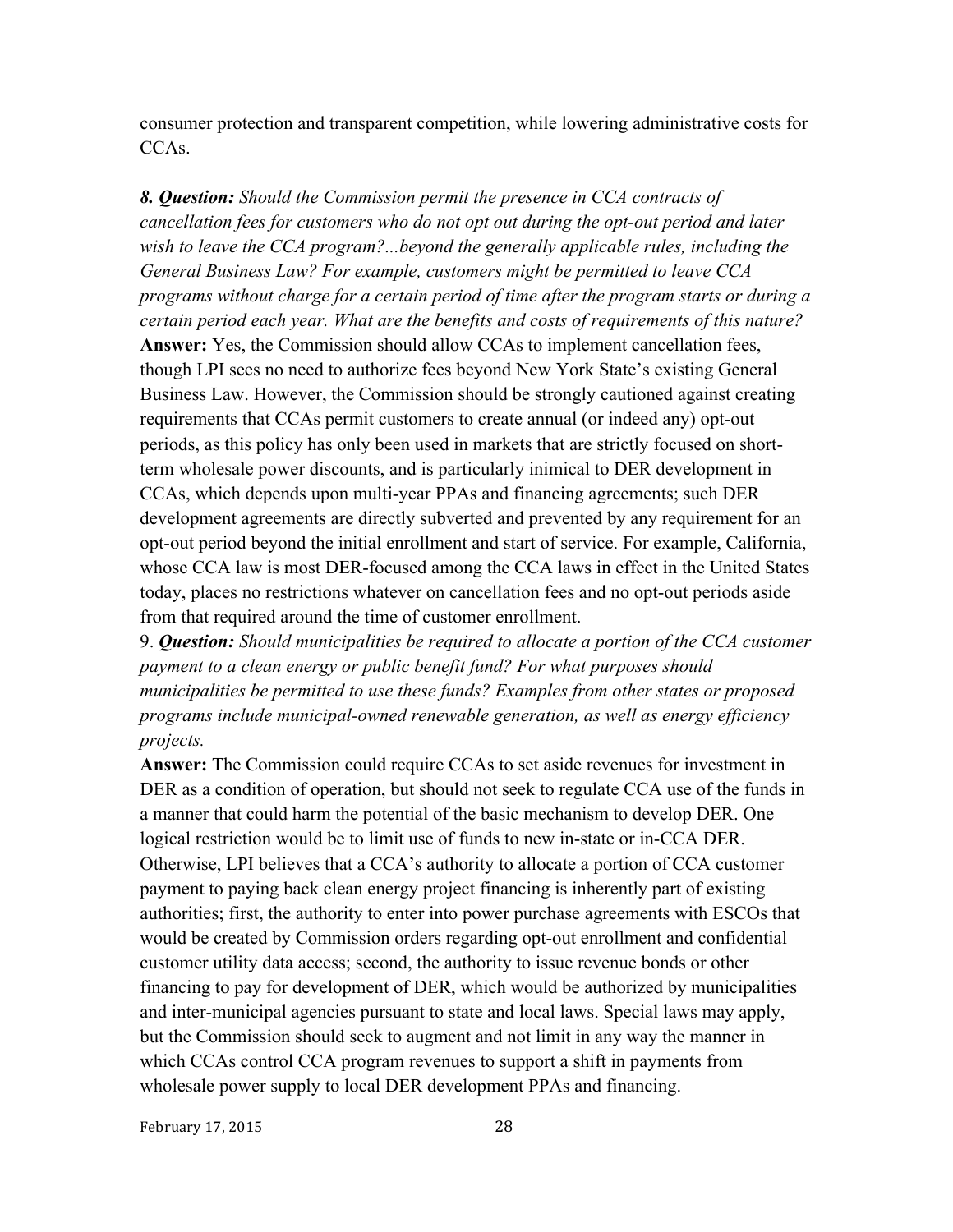consumer protection and transparent competition, while lowering administrative costs for CCAs.

***8. Question:*** *Should the Commission permit the presence in CCA contracts of cancellation fees for customers who do not opt out during the opt-out period and later wish to leave the CCA program?...beyond the generally applicable rules, including the General Business Law? For example, customers might be permitted to leave CCA programs without charge for a certain period of time after the program starts or during a certain period each year. What are the benefits and costs of requirements of this nature?*

**Answer:** Yes, the Commission should allow CCAs to implement cancellation fees, though LPI sees no need to authorize fees beyond New York State's existing General Business Law. However, the Commission should be strongly cautioned against creating requirements that CCAs permit customers to create annual (or indeed any) opt-out periods, as this policy has only been used in markets that are strictly focused on short-term wholesale power discounts, and is particularly inimical to DER development in CCAs, which depends upon multi-year PPAs and financing agreements; such DER development agreements are directly subverted and prevented by any requirement for an opt-out period beyond the initial enrollment and start of service. For example, California, whose CCA law is most DER-focused among the CCA laws in effect in the United States today, places no restrictions whatever on cancellation fees and no opt-out periods aside from that required around the time of customer enrollment.

9. ***Question:*** *Should municipalities be required to allocate a portion of the CCA customer payment to a clean energy or public benefit fund? For what purposes should municipalities be permitted to use these funds? Examples from other states or proposed programs include municipal-owned renewable generation, as well as energy efficiency projects.*

**Answer:** The Commission could require CCAs to set aside revenues for investment in DER as a condition of operation, but should not seek to regulate CCA use of the funds in a manner that could harm the potential of the basic mechanism to develop DER. One logical restriction would be to limit use of funds to new in-state or in-CCA DER. Otherwise, LPI believes that a CCA's authority to allocate a portion of CCA customer payment to paying back clean energy project financing is inherently part of existing authorities; first, the authority to enter into power purchase agreements with ESCOs that would be created by Commission orders regarding opt-out enrollment and confidential customer utility data access; second, the authority to issue revenue bonds or other financing to pay for development of DER, which would be authorized by municipalities and inter-municipal agencies pursuant to state and local laws. Special laws may apply, but the Commission should seek to augment and not limit in any way the manner in which CCAs control CCA program revenues to support a shift in payments from wholesale power supply to local DER development PPAs and financing.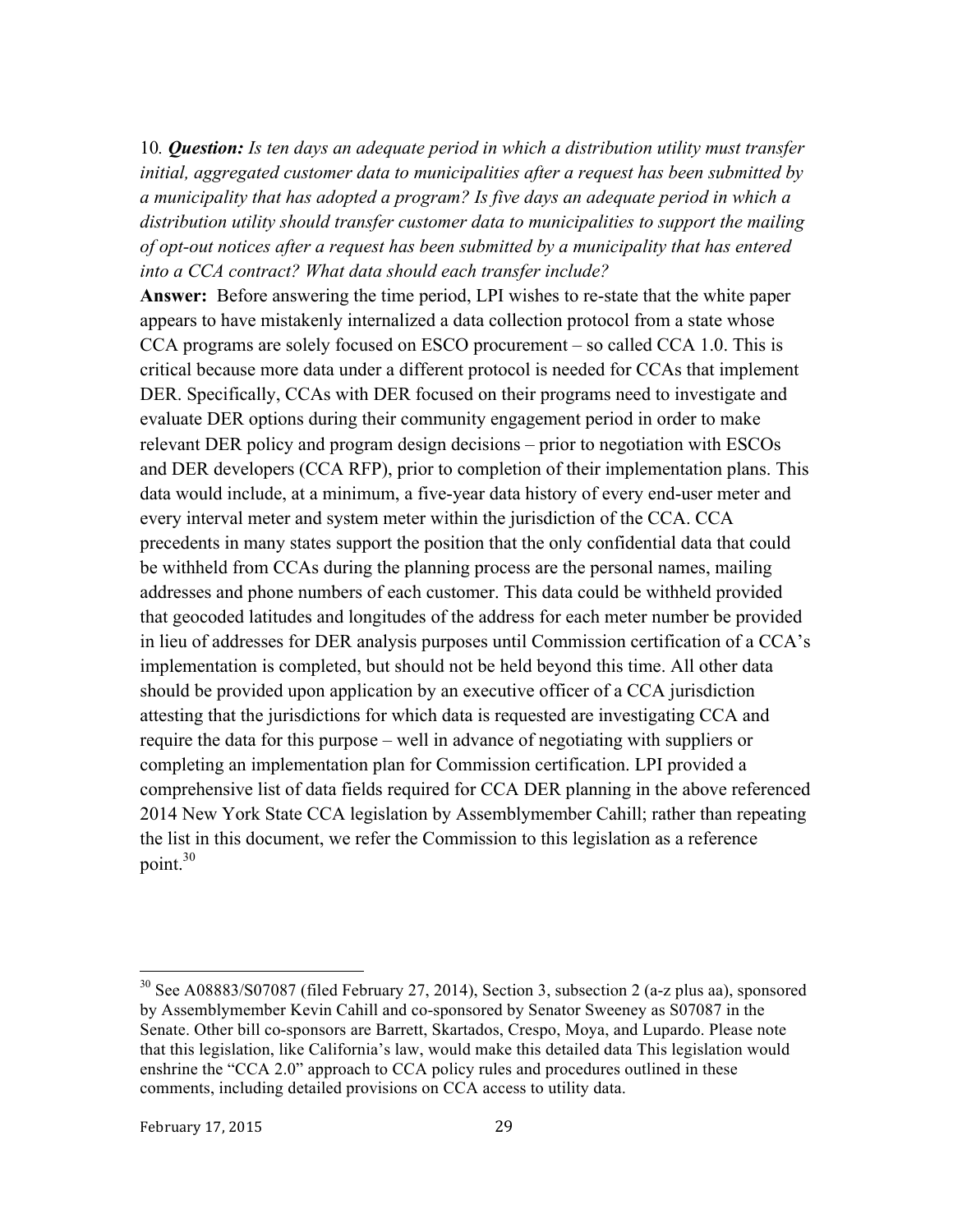10. ***Question:*** *Is ten days an adequate period in which a distribution utility must transfer initial, aggregated customer data to municipalities after a request has been submitted by a municipality that has adopted a program? Is five days an adequate period in which a distribution utility should transfer customer data to municipalities to support the mailing of opt-out notices after a request has been submitted by a municipality that has entered into a CCA contract? What data should each transfer include?*

**Answer:** Before answering the time period, LPI wishes to re-state that the white paper appears to have mistakenly internalized a data collection protocol from a state whose CCA programs are solely focused on ESCO procurement – so called CCA 1.0. This is critical because more data under a different protocol is needed for CCAs that implement DER. Specifically, CCAs with DER focused on their programs need to investigate and evaluate DER options during their community engagement period in order to make relevant DER policy and program design decisions – prior to negotiation with ESCOs and DER developers (CCA RFP), prior to completion of their implementation plans. This data would include, at a minimum, a five-year data history of every end-user meter and every interval meter and system meter within the jurisdiction of the CCA. CCA precedents in many states support the position that the only confidential data that could be withheld from CCAs during the planning process are the personal names, mailing addresses and phone numbers of each customer. This data could be withheld provided that geocoded latitudes and longitudes of the address for each meter number be provided in lieu of addresses for DER analysis purposes until Commission certification of a CCA's implementation is completed, but should not be held beyond this time. All other data should be provided upon application by an executive officer of a CCA jurisdiction attesting that the jurisdictions for which data is requested are investigating CCA and require the data for this purpose – well in advance of negotiating with suppliers or completing an implementation plan for Commission certification. LPI provided a comprehensive list of data fields required for CCA DER planning in the above referenced 2014 New York State CCA legislation by Assemblymember Cahill; rather than repeating the list in this document, we refer the Commission to this legislation as a reference point.[30]

---

[30] See A08883/S07087 (filed February 27, 2014), Section 3, subsection 2 (a-z plus aa), sponsored by Assemblymember Kevin Cahill and co-sponsored by Senator Sweeney as S07087 in the Senate. Other bill co-sponsors are Barrett, Skartados, Crespo, Moya, and Lupardo. Please note that this legislation, like California's law, would make this detailed data This legislation would enshrine the "CCA 2.0" approach to CCA policy rules and procedures outlined in these comments, including detailed provisions on CCA access to utility data.

February 17, 2015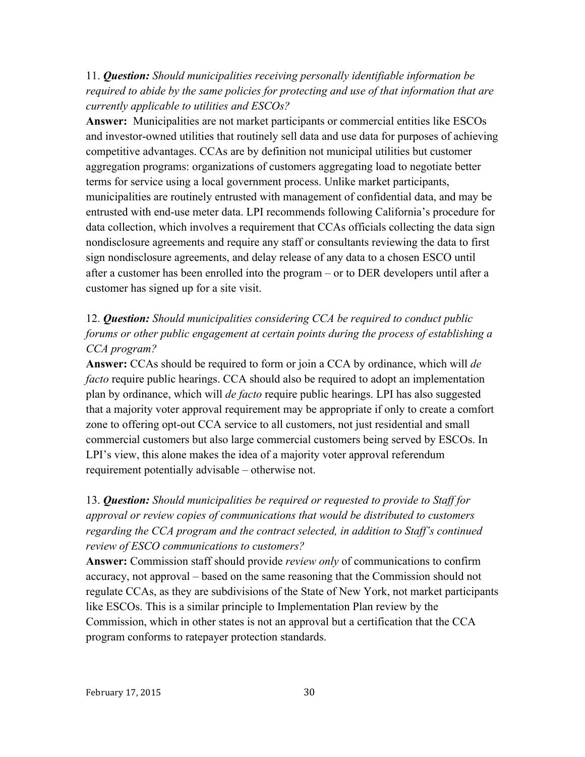11. ***Question:*** *Should municipalities receiving personally identifiable information be required to abide by the same policies for protecting and use of that information that are currently applicable to utilities and ESCOs?*

**Answer:** Municipalities are not market participants or commercial entities like ESCOs and investor-owned utilities that routinely sell data and use data for purposes of achieving competitive advantages. CCAs are by definition not municipal utilities but customer aggregation programs: organizations of customers aggregating load to negotiate better terms for service using a local government process. Unlike market participants, municipalities are routinely entrusted with management of confidential data, and may be entrusted with end-use meter data. LPI recommends following California's procedure for data collection, which involves a requirement that CCAs officials collecting the data sign nondisclosure agreements and require any staff or consultants reviewing the data to first sign nondisclosure agreements, and delay release of any data to a chosen ESCO until after a customer has been enrolled into the program – or to DER developers until after a customer has signed up for a site visit.

12. ***Question:*** *Should municipalities considering CCA be required to conduct public forums or other public engagement at certain points during the process of establishing a CCA program?*

**Answer:** CCAs should be required to form or join a CCA by ordinance, which will *de facto* require public hearings. CCA should also be required to adopt an implementation plan by ordinance, which will *de facto* require public hearings. LPI has also suggested that a majority voter approval requirement may be appropriate if only to create a comfort zone to offering opt-out CCA service to all customers, not just residential and small commercial customers but also large commercial customers being served by ESCOs. In LPI's view, this alone makes the idea of a majority voter approval referendum requirement potentially advisable – otherwise not.

13. ***Question:*** *Should municipalities be required or requested to provide to Staff for approval or review copies of communications that would be distributed to customers regarding the CCA program and the contract selected, in addition to Staff's continued review of ESCO communications to customers?*

**Answer:** Commission staff should provide *review only* of communications to confirm accuracy, not approval – based on the same reasoning that the Commission should not regulate CCAs, as they are subdivisions of the State of New York, not market participants like ESCOs. This is a similar principle to Implementation Plan review by the Commission, which in other states is not an approval but a certification that the CCA program conforms to ratepayer protection standards.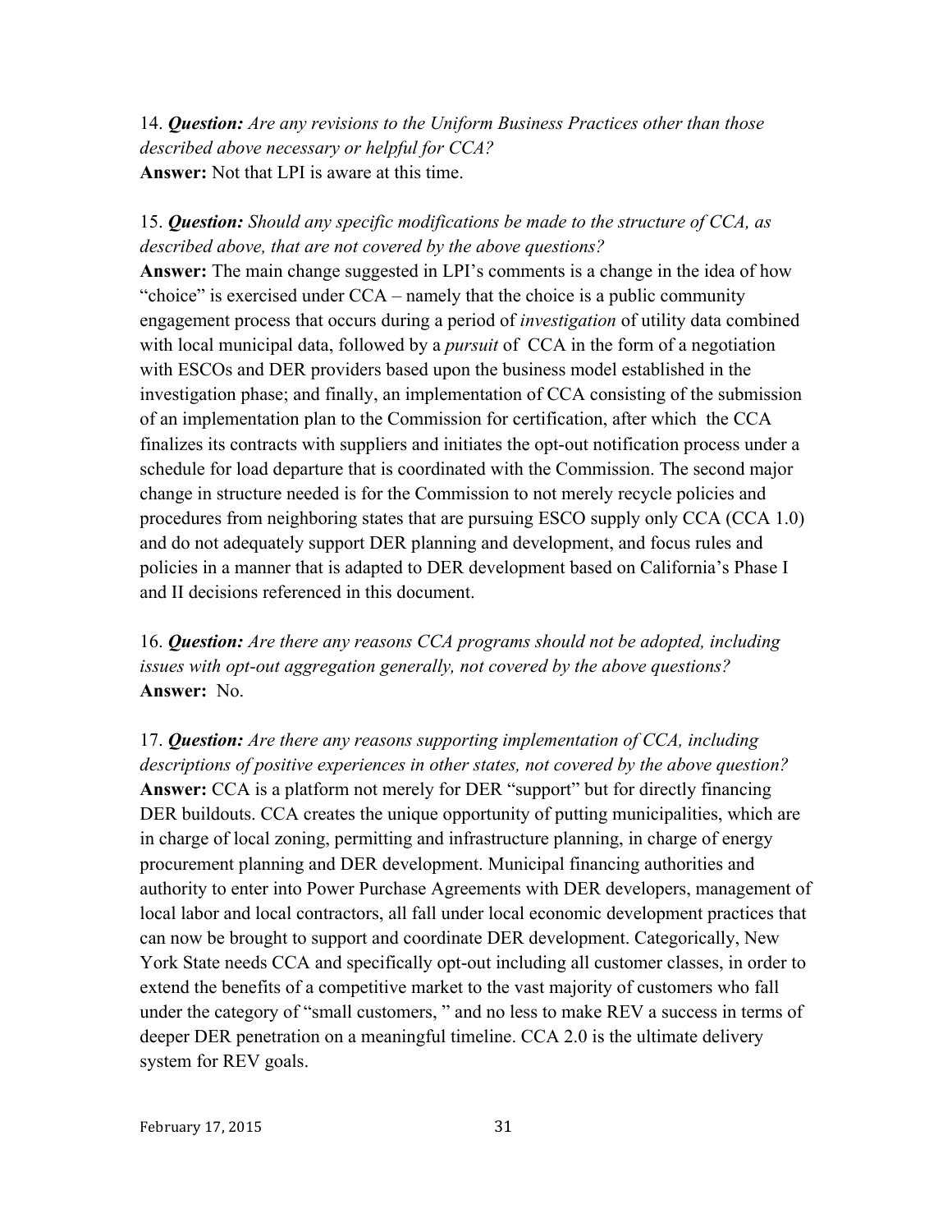14. ***Question:*** *Are any revisions to the Uniform Business Practices other than those described above necessary or helpful for CCA?*
**Answer:** Not that LPI is aware at this time.

15. ***Question:*** *Should any specific modifications be made to the structure of CCA, as described above, that are not covered by the above questions?*
**Answer:** The main change suggested in LPI's comments is a change in the idea of how "choice" is exercised under CCA – namely that the choice is a public community engagement process that occurs during a period of *investigation* of utility data combined with local municipal data, followed by a *pursuit* of CCA in the form of a negotiation with ESCOs and DER providers based upon the business model established in the investigation phase; and finally, an implementation of CCA consisting of the submission of an implementation plan to the Commission for certification, after which the CCA finalizes its contracts with suppliers and initiates the opt-out notification process under a schedule for load departure that is coordinated with the Commission. The second major change in structure needed is for the Commission to not merely recycle policies and procedures from neighboring states that are pursuing ESCO supply only CCA (CCA 1.0) and do not adequately support DER planning and development, and focus rules and policies in a manner that is adapted to DER development based on California's Phase I and II decisions referenced in this document.

16. ***Question:*** *Are there any reasons CCA programs should not be adopted, including issues with opt-out aggregation generally, not covered by the above questions?*
**Answer:** No.

17. ***Question:*** *Are there any reasons supporting implementation of CCA, including descriptions of positive experiences in other states, not covered by the above question?*
**Answer:** CCA is a platform not merely for DER "support" but for directly financing DER buildouts. CCA creates the unique opportunity of putting municipalities, which are in charge of local zoning, permitting and infrastructure planning, in charge of energy procurement planning and DER development. Municipal financing authorities and authority to enter into Power Purchase Agreements with DER developers, management of local labor and local contractors, all fall under local economic development practices that can now be brought to support and coordinate DER development. Categorically, New York State needs CCA and specifically opt-out including all customer classes, in order to extend the benefits of a competitive market to the vast majority of customers who fall under the category of "small customers, " and no less to make REV a success in terms of deeper DER penetration on a meaningful timeline. CCA 2.0 is the ultimate delivery system for REV goals.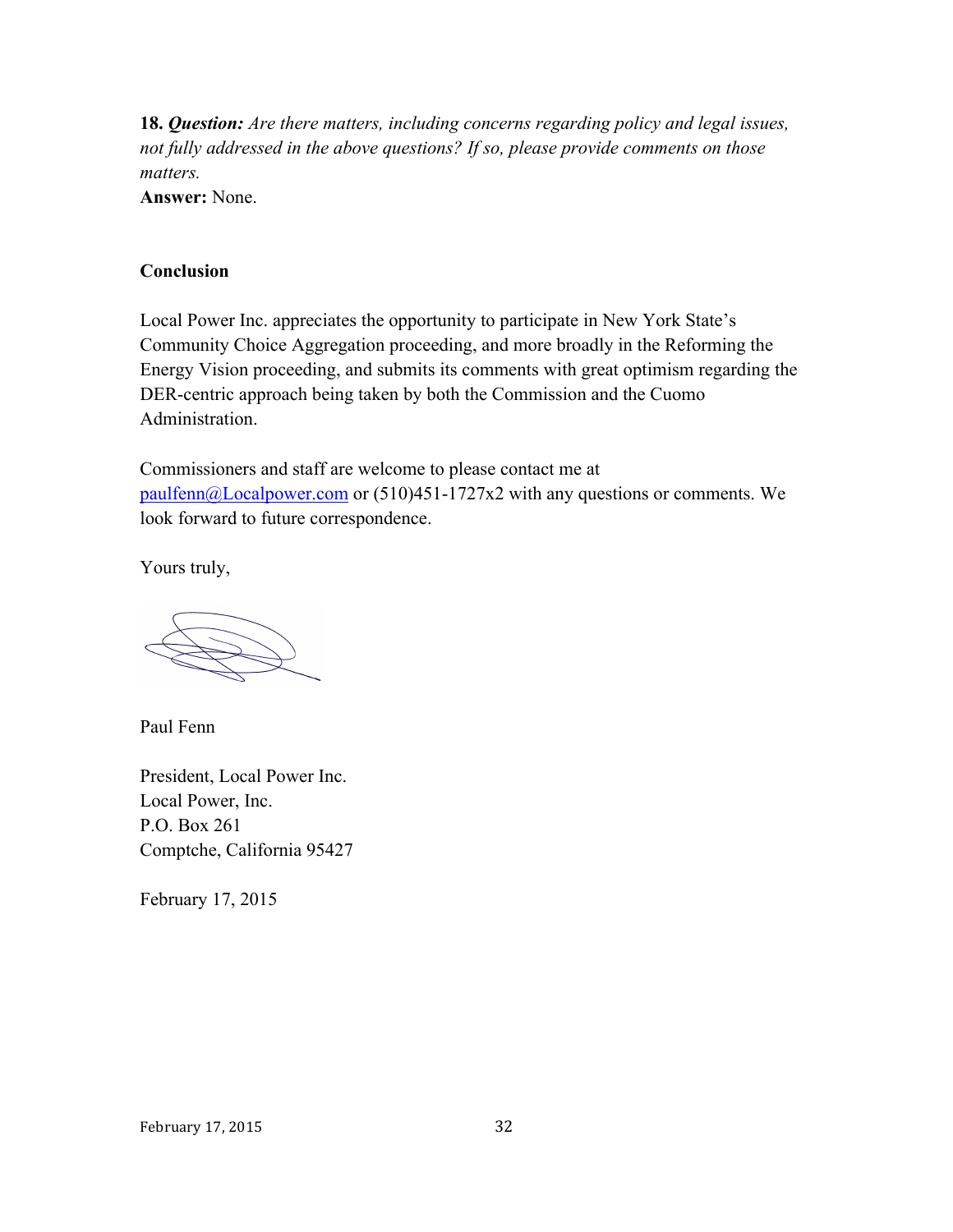**18.** ***Question:*** *Are there matters, including concerns regarding policy and legal issues, not fully addressed in the above questions? If so, please provide comments on those matters.*
**Answer:** None.

**Conclusion**

Local Power Inc. appreciates the opportunity to participate in New York State's Community Choice Aggregation proceeding, and more broadly in the Reforming the Energy Vision proceeding, and submits its comments with great optimism regarding the DER-centric approach being taken by both the Commission and the Cuomo Administration.

Commissioners and staff are welcome to please contact me at paulfenn@Localpower.com or (510)451-1727x2 with any questions or comments. We look forward to future correspondence.

Yours truly,

Paul Fenn

President, Local Power Inc.
Local Power, Inc.
P.O. Box 261
Comptche, California 95427

February 17, 2015